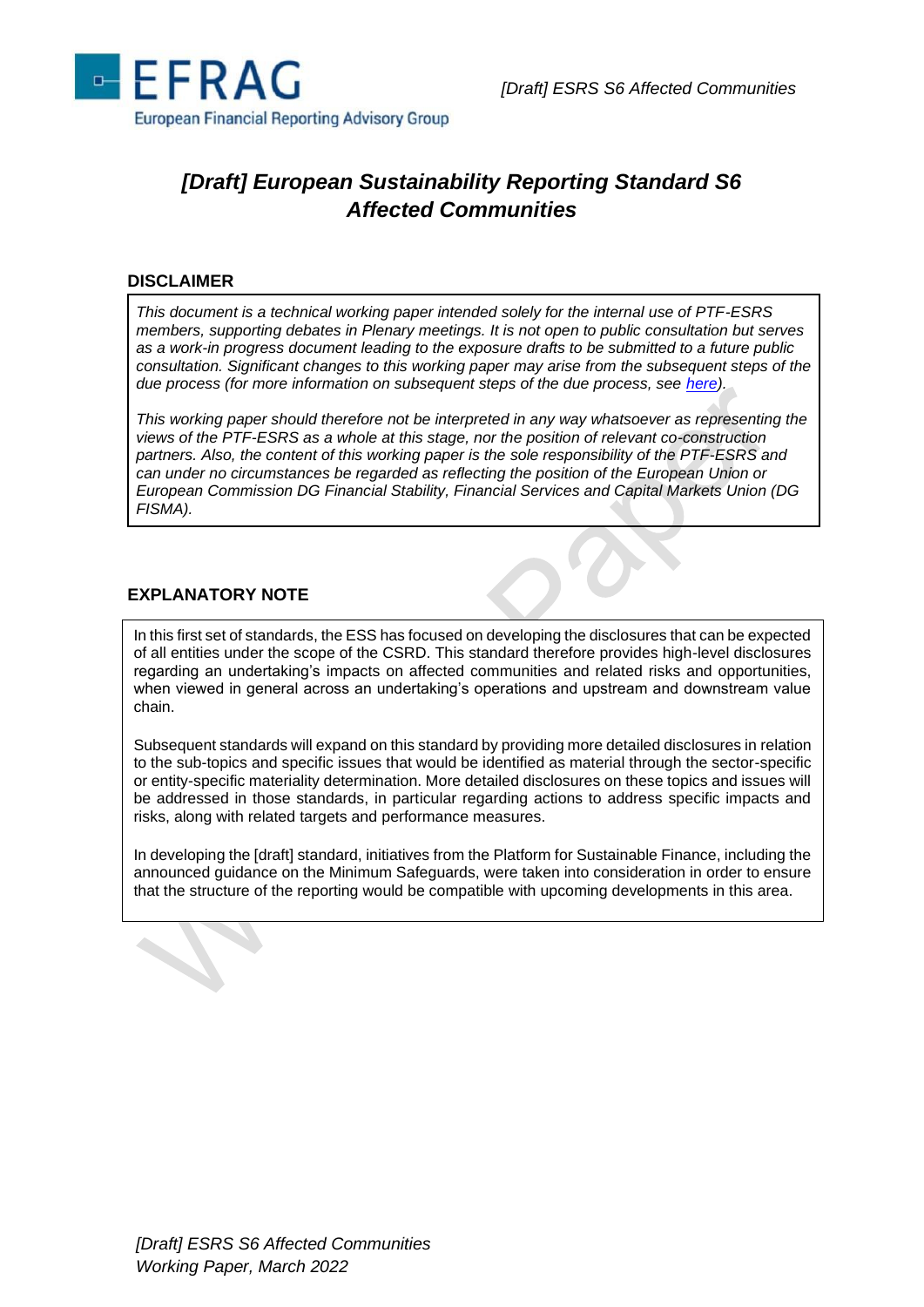# [Draft] European Sustainability Reporting Standard S6 Affected Communities

## DISCLAIMER

*This document is a technical working paper intended solely for the internal use of PTF-ESRS members, supporting debates in Plenary meetings. It is not open to public consultation but serves as a work-in progress document leading to the exposure drafts to be submitted to a future public consultation. Significant changes to this working paper may arise from the subsequent steps of the due process (for more information on subsequent steps of the due process, see here).*

*This working paper should therefore not be interpreted in any way whatsoever as representing the views of the PTF-ESRS as a whole at this stage, nor the position of relevant co-construction partners. Also, the content of this working paper is the sole responsibility of the PTF-ESRS and can under no circumstances be regarded as reflecting the position of the European Union or European Commission DG Financial Stability, Financial Services and Capital Markets Union (DG FISMA).*

## EXPLANATORY NOTE

In this first set of standards, the ESS has focused on developing the disclosures that can be expected of all entities under the scope of the CSRD. This standard therefore provides high-level disclosures regarding an undertaking's impacts on affected communities and related risks and opportunities, when viewed in general across an undertaking's operations and upstream and downstream value chain.

Subsequent standards will expand on this standard by providing more detailed disclosures in relation to the sub-topics and specific issues that would be identified as material through the sector-specific or entity-specific materiality determination. More detailed disclosures on these topics and issues will be addressed in those standards, in particular regarding actions to address specific impacts and risks, along with related targets and performance measures.

In developing the [draft] standard, initiatives from the Platform for Sustainable Finance, including the announced guidance on the Minimum Safeguards, were taken into consideration in order to ensure that the structure of the reporting would be compatible with upcoming developments in this area.

*[Draft] ESRS S6 Affected Communities*
*Working Paper, March 2022*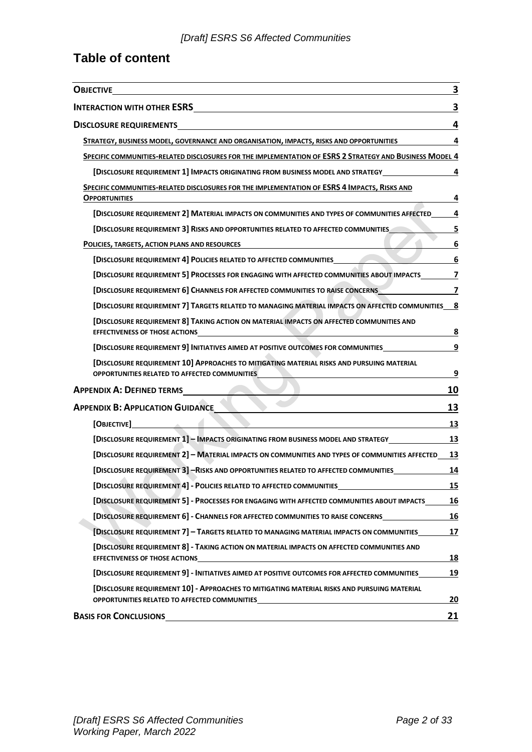# Table of content

| | |
|---|---|
| **OBJECTIVE** | 3 |
| **INTERACTION WITH OTHER ESRS** | 3 |
| **DISCLOSURE REQUIREMENTS** | 4 |
| STRATEGY, BUSINESS MODEL, GOVERNANCE AND ORGANISATION, IMPACTS, RISKS AND OPPORTUNITIES | 4 |
| SPECIFIC COMMUNITIES-RELATED DISCLOSURES FOR THE IMPLEMENTATION OF ESRS 2 STRATEGY AND BUSINESS MODEL | 4 |
| [DISCLOSURE REQUIREMENT 1] IMPACTS ORIGINATING FROM BUSINESS MODEL AND STRATEGY | 4 |
| SPECIFIC COMMUNITIES-RELATED DISCLOSURES FOR THE IMPLEMENTATION OF ESRS 4 IMPACTS, RISKS AND OPPORTUNITIES | 4 |
| [DISCLOSURE REQUIREMENT 2] MATERIAL IMPACTS ON COMMUNITIES AND TYPES OF COMMUNITIES AFFECTED | 4 |
| [DISCLOSURE REQUIREMENT 3] RISKS AND OPPORTUNITIES RELATED TO AFFECTED COMMUNITIES | 5 |
| POLICIES, TARGETS, ACTION PLANS AND RESOURCES | 6 |
| [DISCLOSURE REQUIREMENT 4] POLICIES RELATED TO AFFECTED COMMUNITIES | 6 |
| [DISCLOSURE REQUIREMENT 5] PROCESSES FOR ENGAGING WITH AFFECTED COMMUNITIES ABOUT IMPACTS | 7 |
| [DISCLOSURE REQUIREMENT 6] CHANNELS FOR AFFECTED COMMUNITIES TO RAISE CONCERNS | 7 |
| [DISCLOSURE REQUIREMENT 7] TARGETS RELATED TO MANAGING MATERIAL IMPACTS ON AFFECTED COMMUNITIES | 8 |
| [DISCLOSURE REQUIREMENT 8] TAKING ACTION ON MATERIAL IMPACTS ON AFFECTED COMMUNITIES AND EFFECTIVENESS OF THOSE ACTIONS | 8 |
| [DISCLOSURE REQUIREMENT 9] INITIATIVES AIMED AT POSITIVE OUTCOMES FOR COMMUNITIES | 9 |
| [DISCLOSURE REQUIREMENT 10] APPROACHES TO MITIGATING MATERIAL RISKS AND PURSUING MATERIAL OPPORTUNITIES RELATED TO AFFECTED COMMUNITIES | 9 |
| **APPENDIX A: DEFINED TERMS** | 10 |
| **APPENDIX B: APPLICATION GUIDANCE** | 13 |
| [OBJECTIVE] | 13 |
| [DISCLOSURE REQUIREMENT 1] – IMPACTS ORIGINATING FROM BUSINESS MODEL AND STRATEGY | 13 |
| [DISCLOSURE REQUIREMENT 2] – MATERIAL IMPACTS ON COMMUNITIES AND TYPES OF COMMUNITIES AFFECTED | 13 |
| [DISCLOSURE REQUIREMENT 3] –RISKS AND OPPORTUNITIES RELATED TO AFFECTED COMMUNITIES | 14 |
| [DISCLOSURE REQUIREMENT 4] - POLICIES RELATED TO AFFECTED COMMUNITIES | 15 |
| [DISCLOSURE REQUIREMENT 5] - PROCESSES FOR ENGAGING WITH AFFECTED COMMUNITIES ABOUT IMPACTS | 16 |
| [DISCLOSURE REQUIREMENT 6] - CHANNELS FOR AFFECTED COMMUNITIES TO RAISE CONCERNS | 16 |
| [DISCLOSURE REQUIREMENT 7] – TARGETS RELATED TO MANAGING MATERIAL IMPACTS ON COMMUNITIES | 17 |
| [DISCLOSURE REQUIREMENT 8] - TAKING ACTION ON MATERIAL IMPACTS ON AFFECTED COMMUNITIES AND EFFECTIVENESS OF THOSE ACTIONS | 18 |
| [DISCLOSURE REQUIREMENT 9] - INITIATIVES AIMED AT POSITIVE OUTCOMES FOR AFFECTED COMMUNITIES | 19 |
| [DISCLOSURE REQUIREMENT 10] - APPROACHES TO MITIGATING MATERIAL RISKS AND PURSUING MATERIAL OPPORTUNITIES RELATED TO AFFECTED COMMUNITIES | 20 |
| **BASIS FOR CONCLUSIONS** | 21 |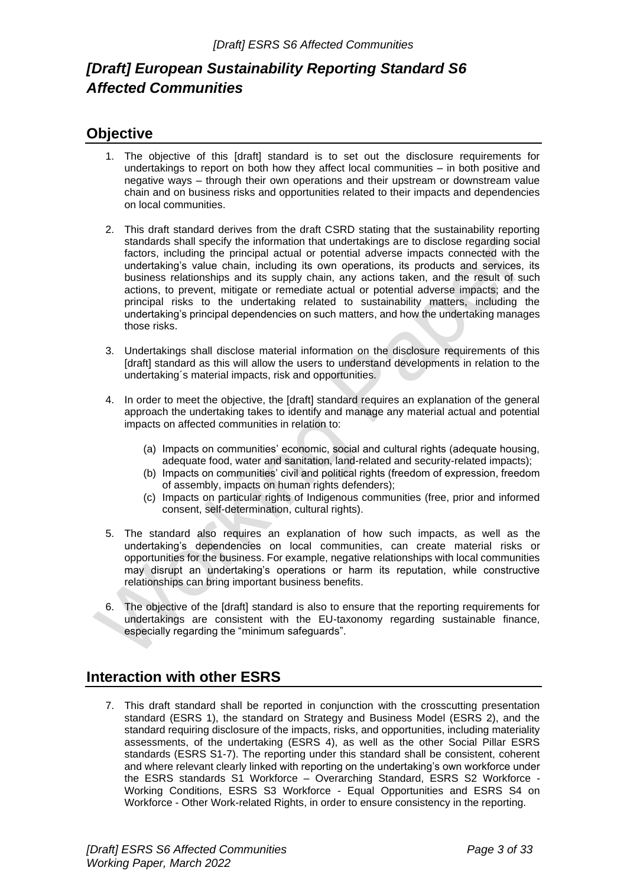# *[Draft] European Sustainability Reporting Standard S6 Affected Communities*

## Objective

1. The objective of this [draft] standard is to set out the disclosure requirements for undertakings to report on both how they affect local communities – in both positive and negative ways – through their own operations and their upstream or downstream value chain and on business risks and opportunities related to their impacts and dependencies on local communities.

2. This draft standard derives from the draft CSRD stating that the sustainability reporting standards shall specify the information that undertakings are to disclose regarding social factors, including the principal actual or potential adverse impacts connected with the undertaking's value chain, including its own operations, its products and services, its business relationships and its supply chain, any actions taken, and the result of such actions, to prevent, mitigate or remediate actual or potential adverse impacts; and the principal risks to the undertaking related to sustainability matters, including the undertaking's principal dependencies on such matters, and how the undertaking manages those risks.

3. Undertakings shall disclose material information on the disclosure requirements of this [draft] standard as this will allow the users to understand developments in relation to the undertaking´s material impacts, risk and opportunities.

4. In order to meet the objective, the [draft] standard requires an explanation of the general approach the undertaking takes to identify and manage any material actual and potential impacts on affected communities in relation to:

   (a) Impacts on communities' economic, social and cultural rights (adequate housing, adequate food, water and sanitation, land-related and security-related impacts);
   (b) Impacts on communities' civil and political rights (freedom of expression, freedom of assembly, impacts on human rights defenders);
   (c) Impacts on particular rights of Indigenous communities (free, prior and informed consent, self-determination, cultural rights).

5. The standard also requires an explanation of how such impacts, as well as the undertaking's dependencies on local communities, can create material risks or opportunities for the business. For example, negative relationships with local communities may disrupt an undertaking's operations or harm its reputation, while constructive relationships can bring important business benefits.

6. The objective of the [draft] standard is also to ensure that the reporting requirements for undertakings are consistent with the EU-taxonomy regarding sustainable finance, especially regarding the "minimum safeguards".

## Interaction with other ESRS

7. This draft standard shall be reported in conjunction with the crosscutting presentation standard (ESRS 1), the standard on Strategy and Business Model (ESRS 2), and the standard requiring disclosure of the impacts, risks, and opportunities, including materiality assessments, of the undertaking (ESRS 4), as well as the other Social Pillar ESRS standards (ESRS S1-7). The reporting under this standard shall be consistent, coherent and where relevant clearly linked with reporting on the undertaking's own workforce under the ESRS standards S1 Workforce – Overarching Standard, ESRS S2 Workforce - Working Conditions, ESRS S3 Workforce - Equal Opportunities and ESRS S4 on Workforce - Other Work-related Rights, in order to ensure consistency in the reporting.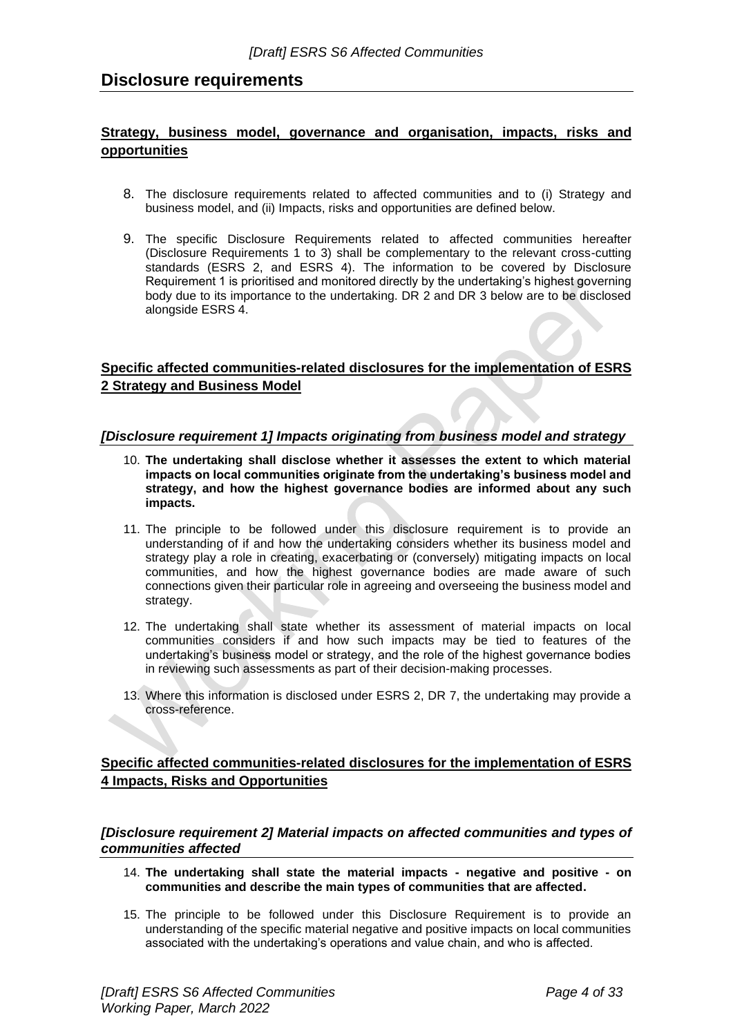## Disclosure requirements

### Strategy, business model, governance and organisation, impacts, risks and opportunities

8. The disclosure requirements related to affected communities and to (i) Strategy and business model, and (ii) Impacts, risks and opportunities are defined below.

9. The specific Disclosure Requirements related to affected communities hereafter (Disclosure Requirements 1 to 3) shall be complementary to the relevant cross-cutting standards (ESRS 2, and ESRS 4). The information to be covered by Disclosure Requirement 1 is prioritised and monitored directly by the undertaking's highest governing body due to its importance to the undertaking. DR 2 and DR 3 below are to be disclosed alongside ESRS 4.

### Specific affected communities-related disclosures for the implementation of ESRS 2 Strategy and Business Model

#### *[Disclosure requirement 1] Impacts originating from business model and strategy*

10. **The undertaking shall disclose whether it assesses the extent to which material impacts on local communities originate from the undertaking's business model and strategy, and how the highest governance bodies are informed about any such impacts.**

11. The principle to be followed under this disclosure requirement is to provide an understanding of if and how the undertaking considers whether its business model and strategy play a role in creating, exacerbating or (conversely) mitigating impacts on local communities, and how the highest governance bodies are made aware of such connections given their particular role in agreeing and overseeing the business model and strategy.

12. The undertaking shall state whether its assessment of material impacts on local communities considers if and how such impacts may be tied to features of the undertaking's business model or strategy, and the role of the highest governance bodies in reviewing such assessments as part of their decision-making processes.

13. Where this information is disclosed under ESRS 2, DR 7, the undertaking may provide a cross-reference.

### Specific affected communities-related disclosures for the implementation of ESRS 4 Impacts, Risks and Opportunities

#### *[Disclosure requirement 2] Material impacts on affected communities and types of communities affected*

14. **The undertaking shall state the material impacts - negative and positive - on communities and describe the main types of communities that are affected.**

15. The principle to be followed under this Disclosure Requirement is to provide an understanding of the specific material negative and positive impacts on local communities associated with the undertaking's operations and value chain, and who is affected.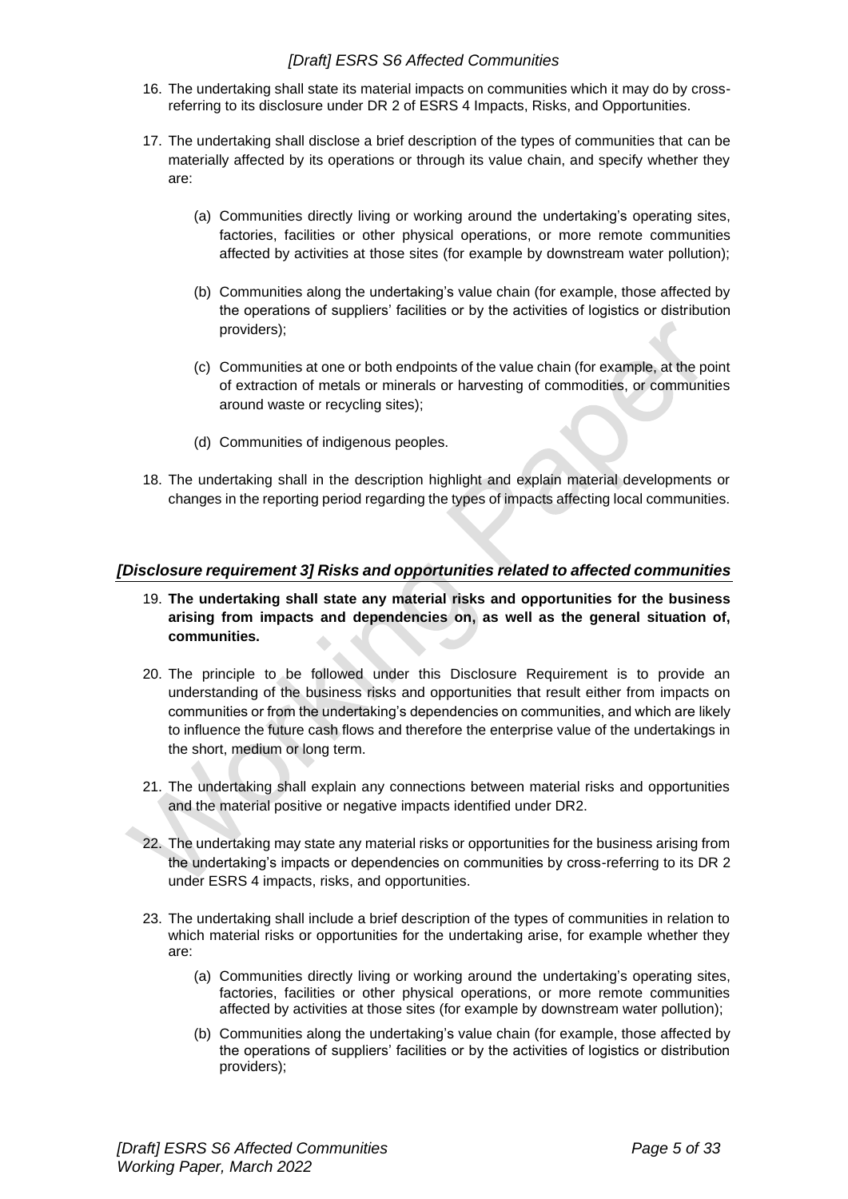16. The undertaking shall state its material impacts on communities which it may do by cross-referring to its disclosure under DR 2 of ESRS 4 Impacts, Risks, and Opportunities.

17. The undertaking shall disclose a brief description of the types of communities that can be materially affected by its operations or through its value chain, and specify whether they are:

    (a) Communities directly living or working around the undertaking's operating sites, factories, facilities or other physical operations, or more remote communities affected by activities at those sites (for example by downstream water pollution);

    (b) Communities along the undertaking's value chain (for example, those affected by the operations of suppliers' facilities or by the activities of logistics or distribution providers);

    (c) Communities at one or both endpoints of the value chain (for example, at the point of extraction of metals or minerals or harvesting of commodities, or communities around waste or recycling sites);

    (d) Communities of indigenous peoples.

18. The undertaking shall in the description highlight and explain material developments or changes in the reporting period regarding the types of impacts affecting local communities.

### *[Disclosure requirement 3] Risks and opportunities related to affected communities*

19. **The undertaking shall state any material risks and opportunities for the business arising from impacts and dependencies on, as well as the general situation of, communities.**

20. The principle to be followed under this Disclosure Requirement is to provide an understanding of the business risks and opportunities that result either from impacts on communities or from the undertaking's dependencies on communities, and which are likely to influence the future cash flows and therefore the enterprise value of the undertakings in the short, medium or long term.

21. The undertaking shall explain any connections between material risks and opportunities and the material positive or negative impacts identified under DR2.

22. The undertaking may state any material risks or opportunities for the business arising from the undertaking's impacts or dependencies on communities by cross-referring to its DR 2 under ESRS 4 impacts, risks, and opportunities.

23. The undertaking shall include a brief description of the types of communities in relation to which material risks or opportunities for the undertaking arise, for example whether they are:

    (a) Communities directly living or working around the undertaking's operating sites, factories, facilities or other physical operations, or more remote communities affected by activities at those sites (for example by downstream water pollution);

    (b) Communities along the undertaking's value chain (for example, those affected by the operations of suppliers' facilities or by the activities of logistics or distribution providers);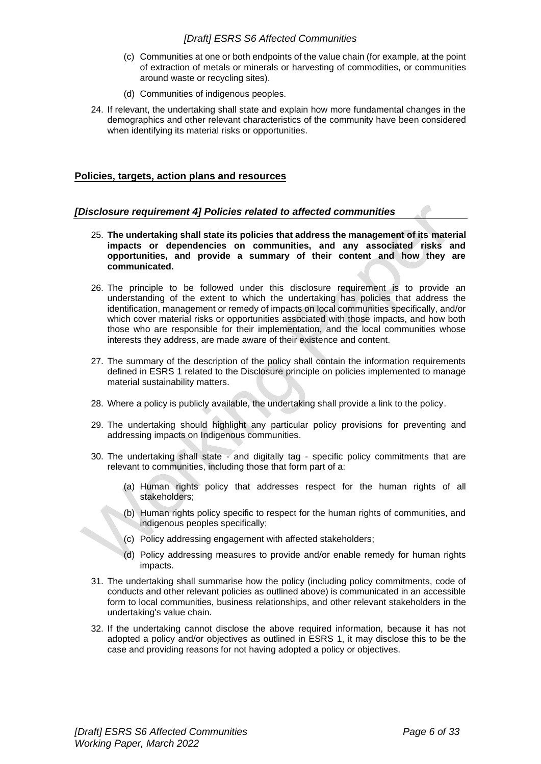(c) Communities at one or both endpoints of the value chain (for example, at the point of extraction of metals or minerals or harvesting of commodities, or communities around waste or recycling sites).

(d) Communities of indigenous peoples.

24. If relevant, the undertaking shall state and explain how more fundamental changes in the demographics and other relevant characteristics of the community have been considered when identifying its material risks or opportunities.

## Policies, targets, action plans and resources

### *[Disclosure requirement 4] Policies related to affected communities*

25. **The undertaking shall state its policies that address the management of its material impacts or dependencies on communities, and any associated risks and opportunities, and provide a summary of their content and how they are communicated.**

26. The principle to be followed under this disclosure requirement is to provide an understanding of the extent to which the undertaking has policies that address the identification, management or remedy of impacts on local communities specifically, and/or which cover material risks or opportunities associated with those impacts, and how both those who are responsible for their implementation, and the local communities whose interests they address, are made aware of their existence and content.

27. The summary of the description of the policy shall contain the information requirements defined in ESRS 1 related to the Disclosure principle on policies implemented to manage material sustainability matters.

28. Where a policy is publicly available, the undertaking shall provide a link to the policy.

29. The undertaking should highlight any particular policy provisions for preventing and addressing impacts on Indigenous communities.

30. The undertaking shall state - and digitally tag - specific policy commitments that are relevant to communities, including those that form part of a:

    (a) Human rights policy that addresses respect for the human rights of all stakeholders;

    (b) Human rights policy specific to respect for the human rights of communities, and indigenous peoples specifically;

    (c) Policy addressing engagement with affected stakeholders;

    (d) Policy addressing measures to provide and/or enable remedy for human rights impacts.

31. The undertaking shall summarise how the policy (including policy commitments, code of conducts and other relevant policies as outlined above) is communicated in an accessible form to local communities, business relationships, and other relevant stakeholders in the undertaking's value chain.

32. If the undertaking cannot disclose the above required information, because it has not adopted a policy and/or objectives as outlined in ESRS 1, it may disclose this to be the case and providing reasons for not having adopted a policy or objectives.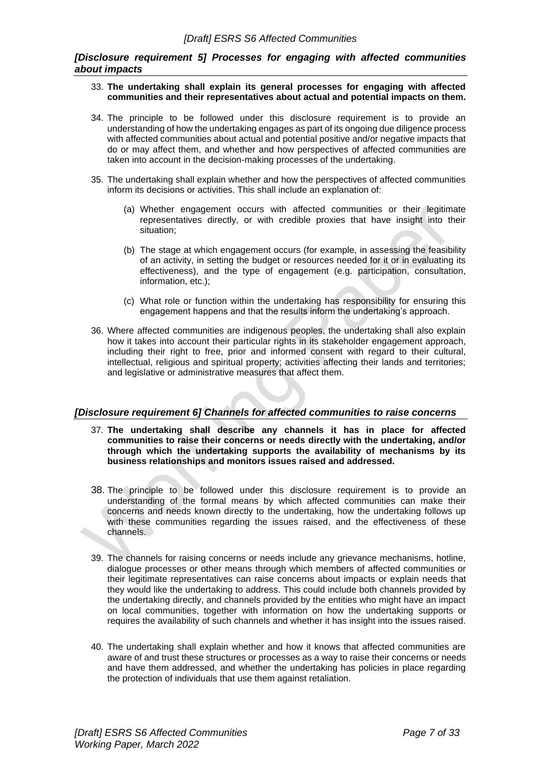### *[Disclosure requirement 5] Processes for engaging with affected communities about impacts*

33. **The undertaking shall explain its general processes for engaging with affected communities and their representatives about actual and potential impacts on them.**

34. The principle to be followed under this disclosure requirement is to provide an understanding of how the undertaking engages as part of its ongoing due diligence process with affected communities about actual and potential positive and/or negative impacts that do or may affect them, and whether and how perspectives of affected communities are taken into account in the decision-making processes of the undertaking.

35. The undertaking shall explain whether and how the perspectives of affected communities inform its decisions or activities. This shall include an explanation of:

    (a) Whether engagement occurs with affected communities or their legitimate representatives directly, or with credible proxies that have insight into their situation;

    (b) The stage at which engagement occurs (for example, in assessing the feasibility of an activity, in setting the budget or resources needed for it or in evaluating its effectiveness), and the type of engagement (e.g. participation, consultation, information, etc.);

    (c) What role or function within the undertaking has responsibility for ensuring this engagement happens and that the results inform the undertaking's approach.

36. Where affected communities are indigenous peoples, the undertaking shall also explain how it takes into account their particular rights in its stakeholder engagement approach, including their right to free, prior and informed consent with regard to their cultural, intellectual, religious and spiritual property; activities affecting their lands and territories; and legislative or administrative measures that affect them.

### *[Disclosure requirement 6] Channels for affected communities to raise concerns*

37. **The undertaking shall describe any channels it has in place for affected communities to raise their concerns or needs directly with the undertaking, and/or through which the undertaking supports the availability of mechanisms by its business relationships and monitors issues raised and addressed.**

38. The principle to be followed under this disclosure requirement is to provide an understanding of the formal means by which affected communities can make their concerns and needs known directly to the undertaking, how the undertaking follows up with these communities regarding the issues raised, and the effectiveness of these channels.

39. The channels for raising concerns or needs include any grievance mechanisms, hotline, dialogue processes or other means through which members of affected communities or their legitimate representatives can raise concerns about impacts or explain needs that they would like the undertaking to address. This could include both channels provided by the undertaking directly, and channels provided by the entities who might have an impact on local communities, together with information on how the undertaking supports or requires the availability of such channels and whether it has insight into the issues raised.

40. The undertaking shall explain whether and how it knows that affected communities are aware of and trust these structures or processes as a way to raise their concerns or needs and have them addressed, and whether the undertaking has policies in place regarding the protection of individuals that use them against retaliation.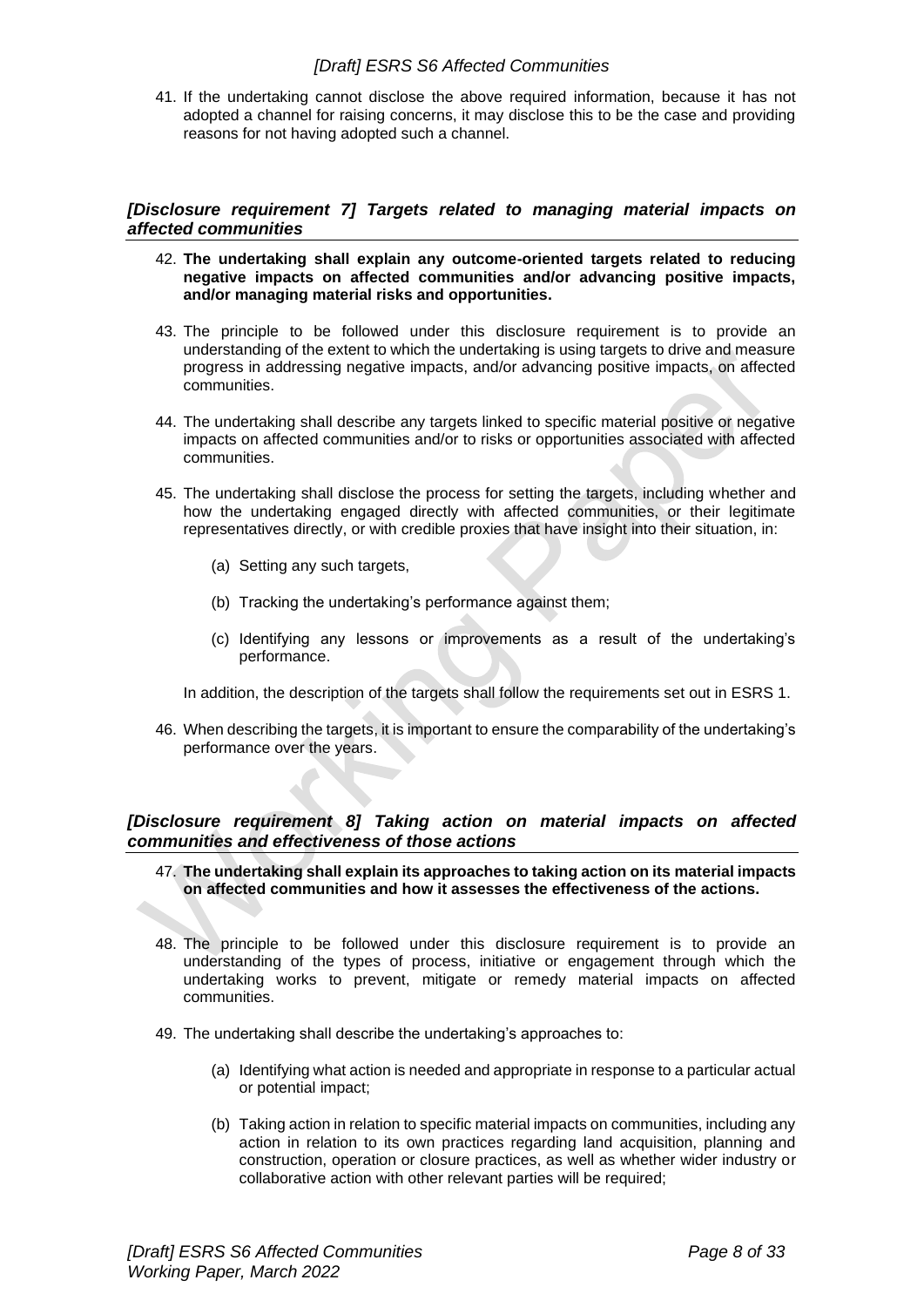41. If the undertaking cannot disclose the above required information, because it has not adopted a channel for raising concerns, it may disclose this to be the case and providing reasons for not having adopted such a channel.

### *[Disclosure requirement 7] Targets related to managing material impacts on affected communities*

42. **The undertaking shall explain any outcome-oriented targets related to reducing negative impacts on affected communities and/or advancing positive impacts, and/or managing material risks and opportunities.**

43. The principle to be followed under this disclosure requirement is to provide an understanding of the extent to which the undertaking is using targets to drive and measure progress in addressing negative impacts, and/or advancing positive impacts, on affected communities.

44. The undertaking shall describe any targets linked to specific material positive or negative impacts on affected communities and/or to risks or opportunities associated with affected communities.

45. The undertaking shall disclose the process for setting the targets, including whether and how the undertaking engaged directly with affected communities, or their legitimate representatives directly, or with credible proxies that have insight into their situation, in:

    (a) Setting any such targets,

    (b) Tracking the undertaking's performance against them;

    (c) Identifying any lessons or improvements as a result of the undertaking's performance.

    In addition, the description of the targets shall follow the requirements set out in ESRS 1.

46. When describing the targets, it is important to ensure the comparability of the undertaking's performance over the years.

### *[Disclosure requirement 8] Taking action on material impacts on affected communities and effectiveness of those actions*

47. **The undertaking shall explain its approaches to taking action on its material impacts on affected communities and how it assesses the effectiveness of the actions.**

48. The principle to be followed under this disclosure requirement is to provide an understanding of the types of process, initiative or engagement through which the undertaking works to prevent, mitigate or remedy material impacts on affected communities.

49. The undertaking shall describe the undertaking's approaches to:

    (a) Identifying what action is needed and appropriate in response to a particular actual or potential impact;

    (b) Taking action in relation to specific material impacts on communities, including any action in relation to its own practices regarding land acquisition, planning and construction, operation or closure practices, as well as whether wider industry or collaborative action with other relevant parties will be required;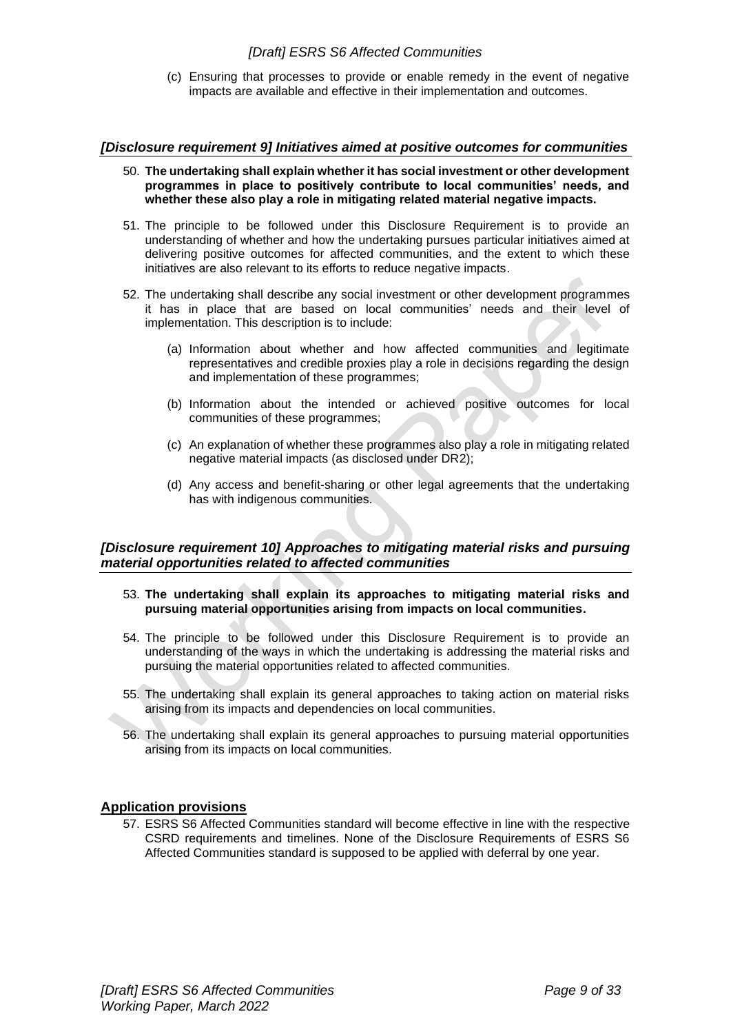(c) Ensuring that processes to provide or enable remedy in the event of negative impacts are available and effective in their implementation and outcomes.

### *[Disclosure requirement 9] Initiatives aimed at positive outcomes for communities*

50. **The undertaking shall explain whether it has social investment or other development programmes in place to positively contribute to local communities' needs, and whether these also play a role in mitigating related material negative impacts.**

51. The principle to be followed under this Disclosure Requirement is to provide an understanding of whether and how the undertaking pursues particular initiatives aimed at delivering positive outcomes for affected communities, and the extent to which these initiatives are also relevant to its efforts to reduce negative impacts.

52. The undertaking shall describe any social investment or other development programmes it has in place that are based on local communities' needs and their level of implementation. This description is to include:

    (a) Information about whether and how affected communities and legitimate representatives and credible proxies play a role in decisions regarding the design and implementation of these programmes;

    (b) Information about the intended or achieved positive outcomes for local communities of these programmes;

    (c) An explanation of whether these programmes also play a role in mitigating related negative material impacts (as disclosed under DR2);

    (d) Any access and benefit-sharing or other legal agreements that the undertaking has with indigenous communities.

### *[Disclosure requirement 10] Approaches to mitigating material risks and pursuing material opportunities related to affected communities*

53. **The undertaking shall explain its approaches to mitigating material risks and pursuing material opportunities arising from impacts on local communities.**

54. The principle to be followed under this Disclosure Requirement is to provide an understanding of the ways in which the undertaking is addressing the material risks and pursuing the material opportunities related to affected communities.

55. The undertaking shall explain its general approaches to taking action on material risks arising from its impacts and dependencies on local communities.

56. The undertaking shall explain its general approaches to pursuing material opportunities arising from its impacts on local communities.

## Application provisions

57. ESRS S6 Affected Communities standard will become effective in line with the respective CSRD requirements and timelines. None of the Disclosure Requirements of ESRS S6 Affected Communities standard is supposed to be applied with deferral by one year.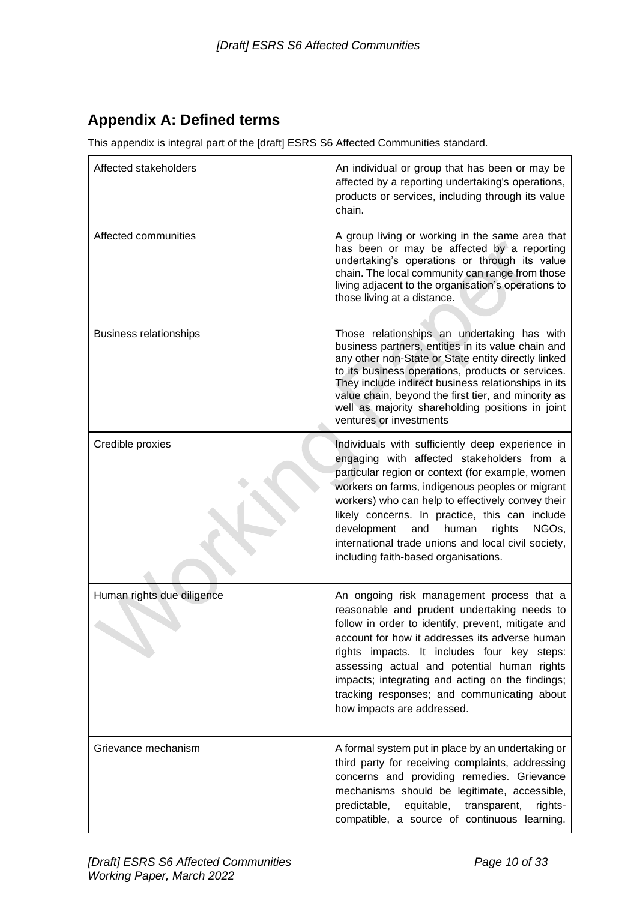## Appendix A: Defined terms

This appendix is integral part of the [draft] ESRS S6 Affected Communities standard.

| | |
|---|---|
| Affected stakeholders | An individual or group that has been or may be affected by a reporting undertaking's operations, products or services, including through its value chain. |
| Affected communities | A group living or working in the same area that has been or may be affected by a reporting undertaking's operations or through its value chain. The local community can range from those living adjacent to the organisation's operations to those living at a distance. |
| Business relationships | Those relationships an undertaking has with business partners, entities in its value chain and any other non-State or State entity directly linked to its business operations, products or services. They include indirect business relationships in its value chain, beyond the first tier, and minority as well as majority shareholding positions in joint ventures or investments |
| Credible proxies | Individuals with sufficiently deep experience in engaging with affected stakeholders from a particular region or context (for example, women workers on farms, indigenous peoples or migrant workers) who can help to effectively convey their likely concerns. In practice, this can include development and human rights NGOs, international trade unions and local civil society, including faith-based organisations. |
| Human rights due diligence | An ongoing risk management process that a reasonable and prudent undertaking needs to follow in order to identify, prevent, mitigate and account for how it addresses its adverse human rights impacts. It includes four key steps: assessing actual and potential human rights impacts; integrating and acting on the findings; tracking responses; and communicating about how impacts are addressed. |
| Grievance mechanism | A formal system put in place by an undertaking or third party for receiving complaints, addressing concerns and providing remedies. Grievance mechanisms should be legitimate, accessible, predictable, equitable, transparent, rights-compatible, a source of continuous learning. |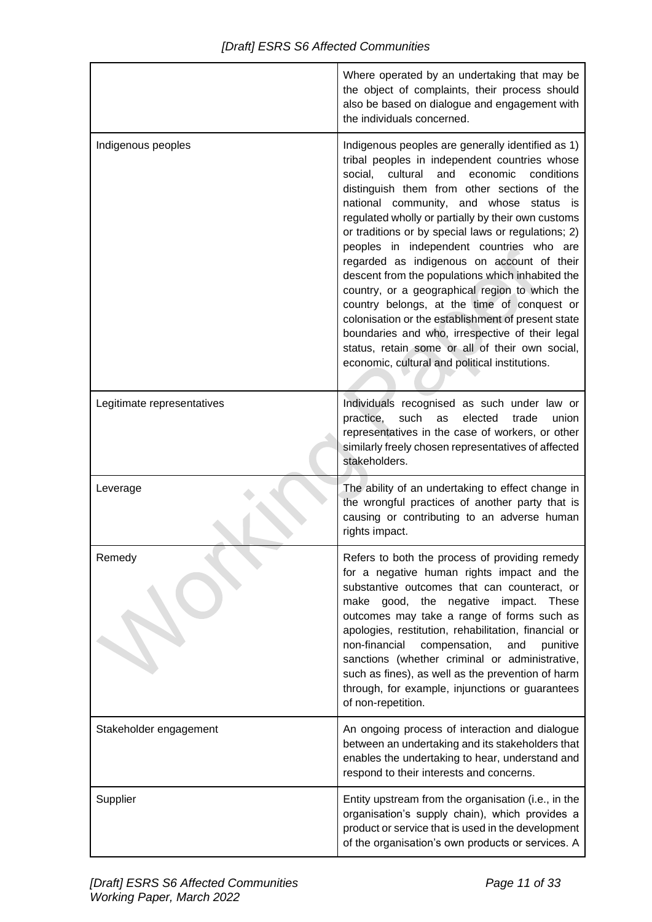| | |
|---|---|
| | Where operated by an undertaking that may be the object of complaints, their process should also be based on dialogue and engagement with the individuals concerned. |
| Indigenous peoples | Indigenous peoples are generally identified as 1) tribal peoples in independent countries whose social, cultural and economic conditions distinguish them from other sections of the national community, and whose status is regulated wholly or partially by their own customs or traditions or by special laws or regulations; 2) peoples in independent countries who are regarded as indigenous on account of their descent from the populations which inhabited the country, or a geographical region to which the country belongs, at the time of conquest or colonisation or the establishment of present state boundaries and who, irrespective of their legal status, retain some or all of their own social, economic, cultural and political institutions. |
| Legitimate representatives | Individuals recognised as such under law or practice, such as elected trade union representatives in the case of workers, or other similarly freely chosen representatives of affected stakeholders. |
| Leverage | The ability of an undertaking to effect change in the wrongful practices of another party that is causing or contributing to an adverse human rights impact. |
| Remedy | Refers to both the process of providing remedy for a negative human rights impact and the substantive outcomes that can counteract, or make good, the negative impact. These outcomes may take a range of forms such as apologies, restitution, rehabilitation, financial or non-financial compensation, and punitive sanctions (whether criminal or administrative, such as fines), as well as the prevention of harm through, for example, injunctions or guarantees of non-repetition. |
| Stakeholder engagement | An ongoing process of interaction and dialogue between an undertaking and its stakeholders that enables the undertaking to hear, understand and respond to their interests and concerns. |
| Supplier | Entity upstream from the organisation (i.e., in the organisation's supply chain), which provides a product or service that is used in the development of the organisation's own products or services. A |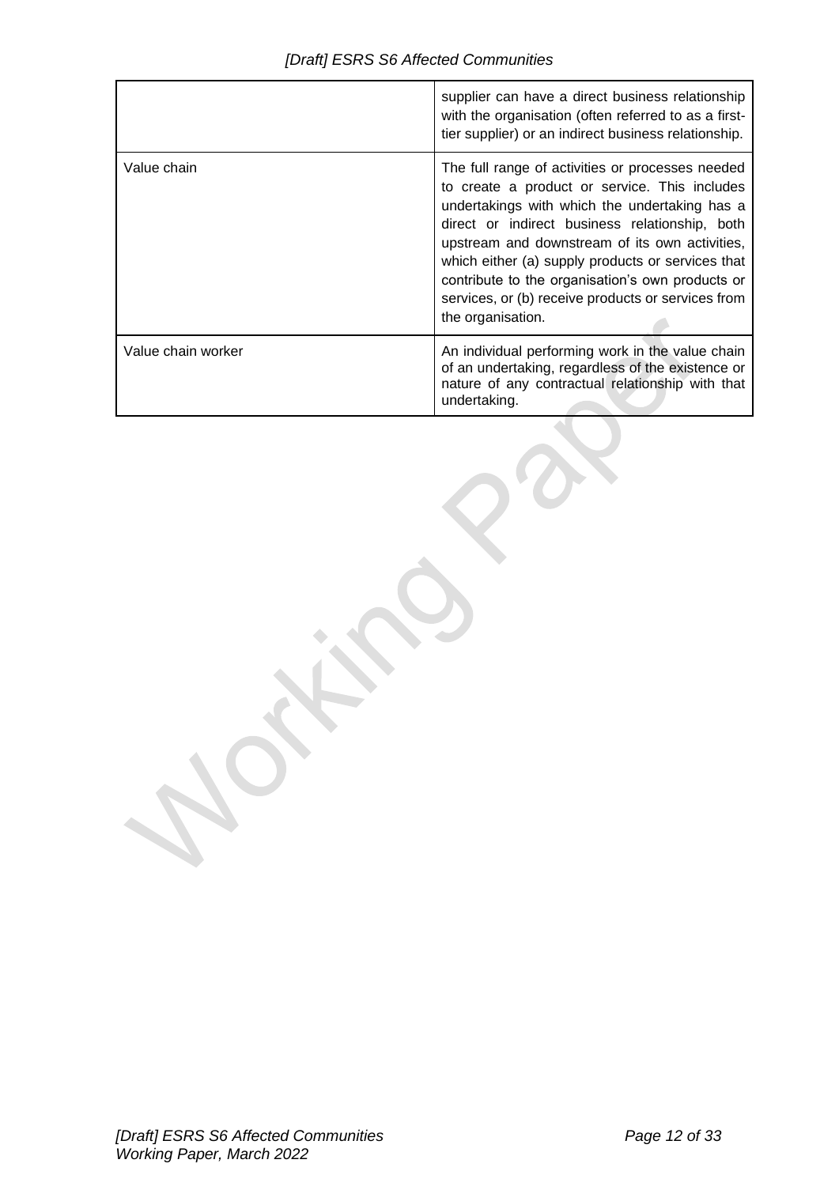| | |
|---|---|
| | supplier can have a direct business relationship with the organisation (often referred to as a first-tier supplier) or an indirect business relationship. |
| Value chain | The full range of activities or processes needed to create a product or service. This includes undertakings with which the undertaking has a direct or indirect business relationship, both upstream and downstream of its own activities, which either (a) supply products or services that contribute to the organisation's own products or services, or (b) receive products or services from the organisation. |
| Value chain worker | An individual performing work in the value chain of an undertaking, regardless of the existence or nature of any contractual relationship with that undertaking. |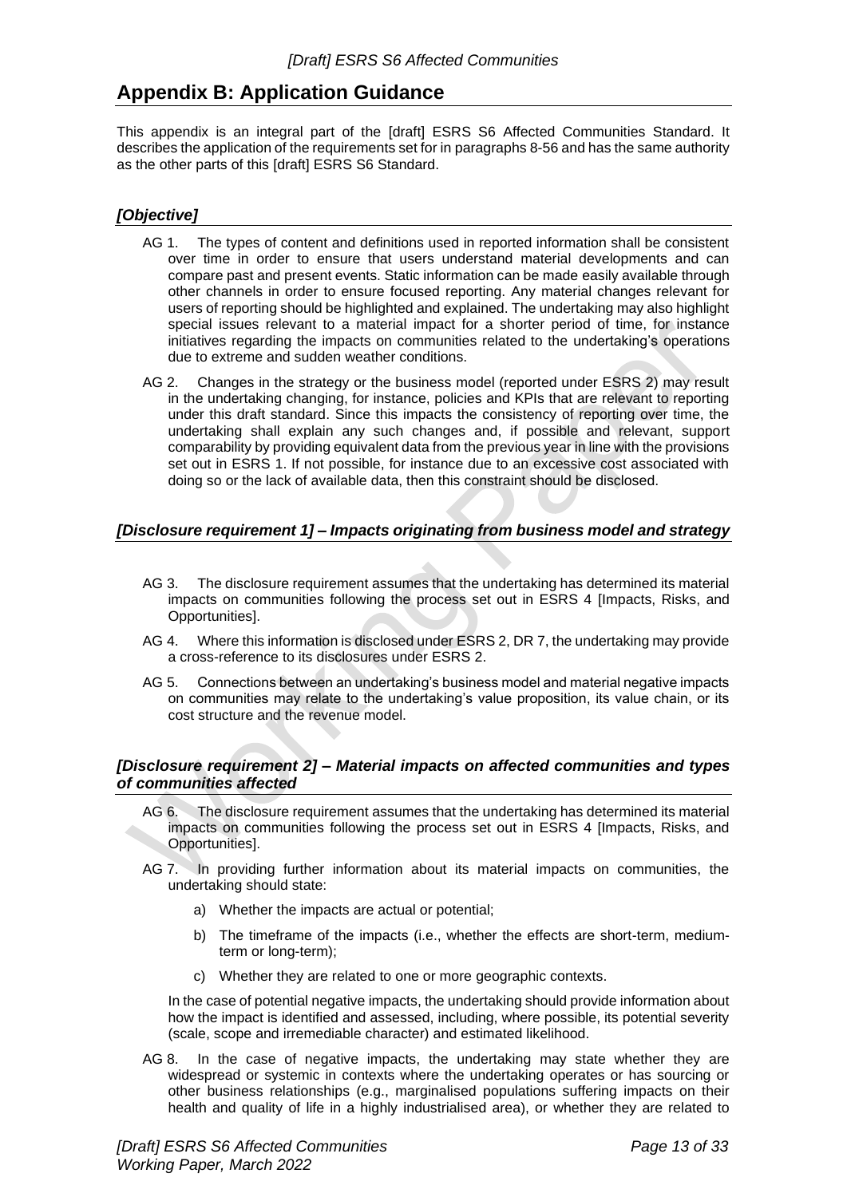## Appendix B: Application Guidance

This appendix is an integral part of the [draft] ESRS S6 Affected Communities Standard. It describes the application of the requirements set for in paragraphs 8-56 and has the same authority as the other parts of this [draft] ESRS S6 Standard.

### *[Objective]*

AG 1. The types of content and definitions used in reported information shall be consistent over time in order to ensure that users understand material developments and can compare past and present events. Static information can be made easily available through other channels in order to ensure focused reporting. Any material changes relevant for users of reporting should be highlighted and explained. The undertaking may also highlight special issues relevant to a material impact for a shorter period of time, for instance initiatives regarding the impacts on communities related to the undertaking's operations due to extreme and sudden weather conditions.

AG 2. Changes in the strategy or the business model (reported under ESRS 2) may result in the undertaking changing, for instance, policies and KPIs that are relevant to reporting under this draft standard. Since this impacts the consistency of reporting over time, the undertaking shall explain any such changes and, if possible and relevant, support comparability by providing equivalent data from the previous year in line with the provisions set out in ESRS 1. If not possible, for instance due to an excessive cost associated with doing so or the lack of available data, then this constraint should be disclosed.

### *[Disclosure requirement 1] – Impacts originating from business model and strategy*

AG 3. The disclosure requirement assumes that the undertaking has determined its material impacts on communities following the process set out in ESRS 4 [Impacts, Risks, and Opportunities].

AG 4. Where this information is disclosed under ESRS 2, DR 7, the undertaking may provide a cross-reference to its disclosures under ESRS 2.

AG 5. Connections between an undertaking's business model and material negative impacts on communities may relate to the undertaking's value proposition, its value chain, or its cost structure and the revenue model.

### *[Disclosure requirement 2] – Material impacts on affected communities and types of communities affected*

AG 6. The disclosure requirement assumes that the undertaking has determined its material impacts on communities following the process set out in ESRS 4 [Impacts, Risks, and Opportunities].

AG 7. In providing further information about its material impacts on communities, the undertaking should state:

a) Whether the impacts are actual or potential;

b) The timeframe of the impacts (i.e., whether the effects are short-term, medium-term or long-term);

c) Whether they are related to one or more geographic contexts.

In the case of potential negative impacts, the undertaking should provide information about how the impact is identified and assessed, including, where possible, its potential severity (scale, scope and irremediable character) and estimated likelihood.

AG 8. In the case of negative impacts, the undertaking may state whether they are widespread or systemic in contexts where the undertaking operates or has sourcing or other business relationships (e.g., marginalised populations suffering impacts on their health and quality of life in a highly industrialised area), or whether they are related to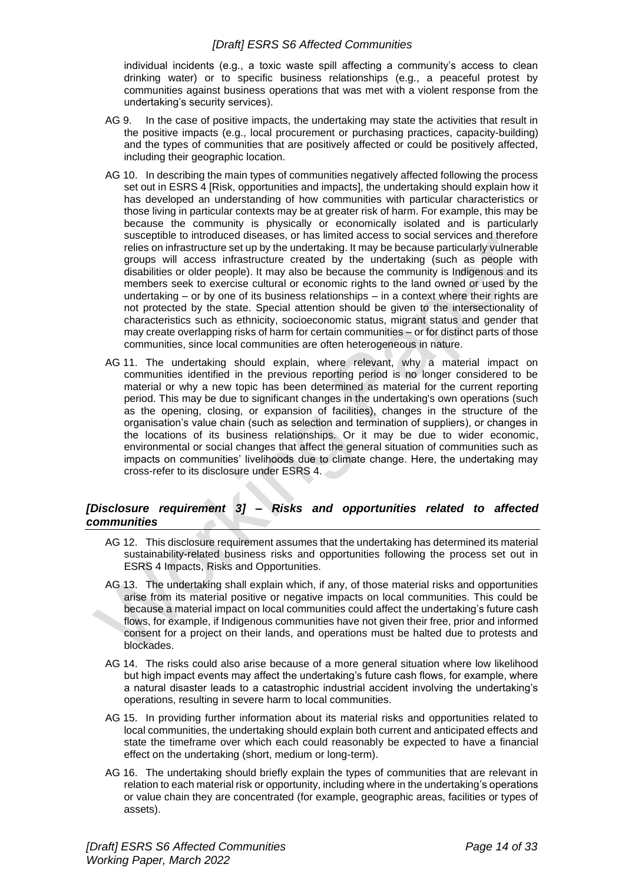individual incidents (e.g., a toxic waste spill affecting a community's access to clean drinking water) or to specific business relationships (e.g., a peaceful protest by communities against business operations that was met with a violent response from the undertaking's security services).

AG 9. In the case of positive impacts, the undertaking may state the activities that result in the positive impacts (e.g., local procurement or purchasing practices, capacity-building) and the types of communities that are positively affected or could be positively affected, including their geographic location.

AG 10. In describing the main types of communities negatively affected following the process set out in ESRS 4 [Risk, opportunities and impacts], the undertaking should explain how it has developed an understanding of how communities with particular characteristics or those living in particular contexts may be at greater risk of harm. For example, this may be because the community is physically or economically isolated and is particularly susceptible to introduced diseases, or has limited access to social services and therefore relies on infrastructure set up by the undertaking. It may be because particularly vulnerable groups will access infrastructure created by the undertaking (such as people with disabilities or older people). It may also be because the community is Indigenous and its members seek to exercise cultural or economic rights to the land owned or used by the undertaking – or by one of its business relationships – in a context where their rights are not protected by the state. Special attention should be given to the intersectionality of characteristics such as ethnicity, socioeconomic status, migrant status and gender that may create overlapping risks of harm for certain communities – or for distinct parts of those communities, since local communities are often heterogeneous in nature.

AG 11. The undertaking should explain, where relevant, why a material impact on communities identified in the previous reporting period is no longer considered to be material or why a new topic has been determined as material for the current reporting period. This may be due to significant changes in the undertaking's own operations (such as the opening, closing, or expansion of facilities), changes in the structure of the organisation's value chain (such as selection and termination of suppliers), or changes in the locations of its business relationships. Or it may be due to wider economic, environmental or social changes that affect the general situation of communities such as impacts on communities' livelihoods due to climate change. Here, the undertaking may cross-refer to its disclosure under ESRS 4.

## *[Disclosure requirement 3] – Risks and opportunities related to affected communities*

AG 12. This disclosure requirement assumes that the undertaking has determined its material sustainability-related business risks and opportunities following the process set out in ESRS 4 Impacts, Risks and Opportunities.

AG 13. The undertaking shall explain which, if any, of those material risks and opportunities arise from its material positive or negative impacts on local communities. This could be because a material impact on local communities could affect the undertaking's future cash flows, for example, if Indigenous communities have not given their free, prior and informed consent for a project on their lands, and operations must be halted due to protests and blockades.

AG 14. The risks could also arise because of a more general situation where low likelihood but high impact events may affect the undertaking's future cash flows, for example, where a natural disaster leads to a catastrophic industrial accident involving the undertaking's operations, resulting in severe harm to local communities.

AG 15. In providing further information about its material risks and opportunities related to local communities, the undertaking should explain both current and anticipated effects and state the timeframe over which each could reasonably be expected to have a financial effect on the undertaking (short, medium or long-term).

AG 16. The undertaking should briefly explain the types of communities that are relevant in relation to each material risk or opportunity, including where in the undertaking's operations or value chain they are concentrated (for example, geographic areas, facilities or types of assets).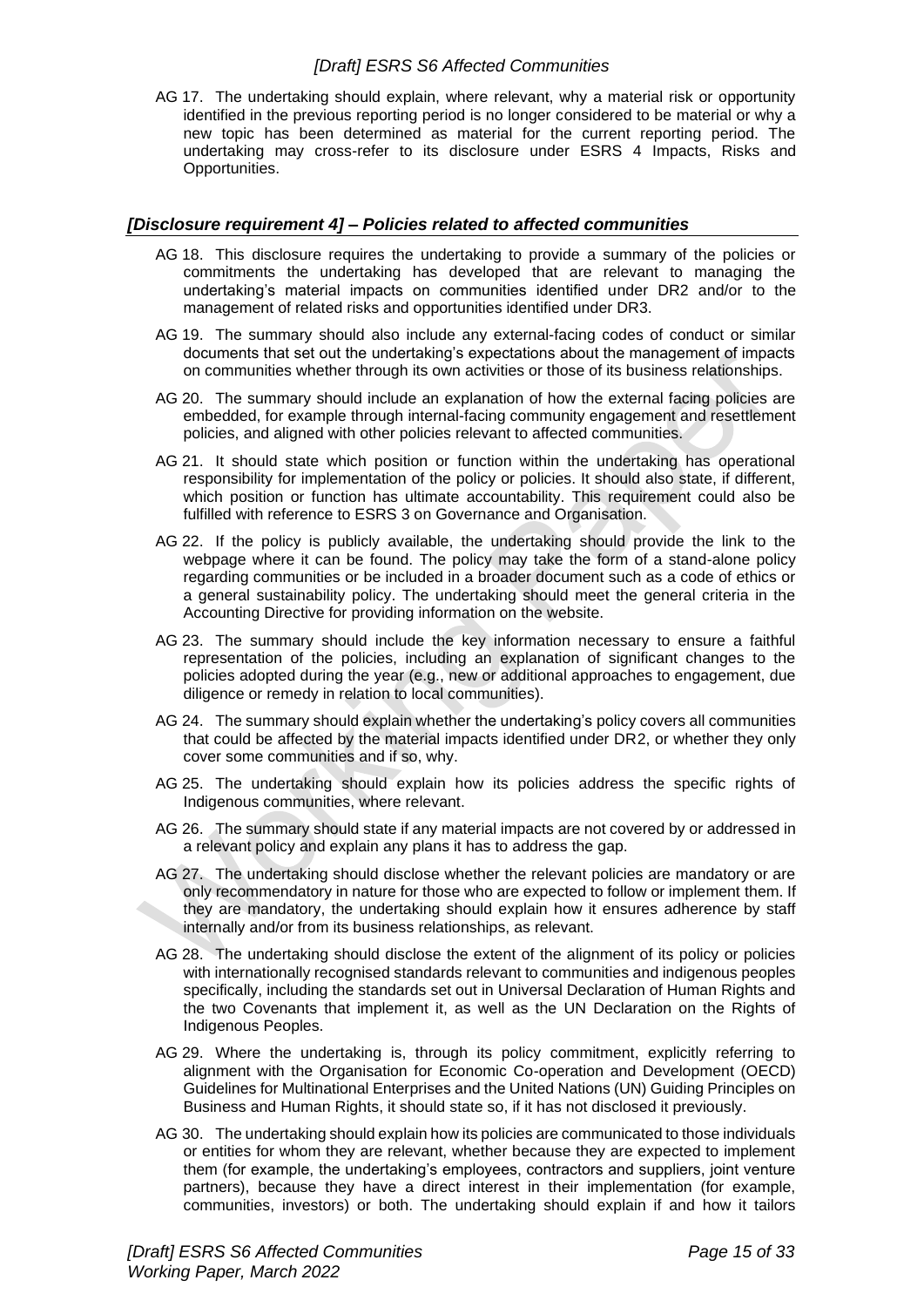AG 17. The undertaking should explain, where relevant, why a material risk or opportunity identified in the previous reporting period is no longer considered to be material or why a new topic has been determined as material for the current reporting period. The undertaking may cross-refer to its disclosure under ESRS 4 Impacts, Risks and Opportunities.

### *[Disclosure requirement 4] – Policies related to affected communities*

AG 18. This disclosure requires the undertaking to provide a summary of the policies or commitments the undertaking has developed that are relevant to managing the undertaking's material impacts on communities identified under DR2 and/or to the management of related risks and opportunities identified under DR3.

AG 19. The summary should also include any external-facing codes of conduct or similar documents that set out the undertaking's expectations about the management of impacts on communities whether through its own activities or those of its business relationships.

AG 20. The summary should include an explanation of how the external facing policies are embedded, for example through internal-facing community engagement and resettlement policies, and aligned with other policies relevant to affected communities.

AG 21. It should state which position or function within the undertaking has operational responsibility for implementation of the policy or policies. It should also state, if different, which position or function has ultimate accountability. This requirement could also be fulfilled with reference to ESRS 3 on Governance and Organisation.

AG 22. If the policy is publicly available, the undertaking should provide the link to the webpage where it can be found. The policy may take the form of a stand-alone policy regarding communities or be included in a broader document such as a code of ethics or a general sustainability policy. The undertaking should meet the general criteria in the Accounting Directive for providing information on the website.

AG 23. The summary should include the key information necessary to ensure a faithful representation of the policies, including an explanation of significant changes to the policies adopted during the year (e.g., new or additional approaches to engagement, due diligence or remedy in relation to local communities).

AG 24. The summary should explain whether the undertaking's policy covers all communities that could be affected by the material impacts identified under DR2, or whether they only cover some communities and if so, why.

AG 25. The undertaking should explain how its policies address the specific rights of Indigenous communities, where relevant.

AG 26. The summary should state if any material impacts are not covered by or addressed in a relevant policy and explain any plans it has to address the gap.

AG 27. The undertaking should disclose whether the relevant policies are mandatory or are only recommendatory in nature for those who are expected to follow or implement them. If they are mandatory, the undertaking should explain how it ensures adherence by staff internally and/or from its business relationships, as relevant.

AG 28. The undertaking should disclose the extent of the alignment of its policy or policies with internationally recognised standards relevant to communities and indigenous peoples specifically, including the standards set out in Universal Declaration of Human Rights and the two Covenants that implement it, as well as the UN Declaration on the Rights of Indigenous Peoples.

AG 29. Where the undertaking is, through its policy commitment, explicitly referring to alignment with the Organisation for Economic Co-operation and Development (OECD) Guidelines for Multinational Enterprises and the United Nations (UN) Guiding Principles on Business and Human Rights, it should state so, if it has not disclosed it previously.

AG 30. The undertaking should explain how its policies are communicated to those individuals or entities for whom they are relevant, whether because they are expected to implement them (for example, the undertaking's employees, contractors and suppliers, joint venture partners), because they have a direct interest in their implementation (for example, communities, investors) or both. The undertaking should explain if and how it tailors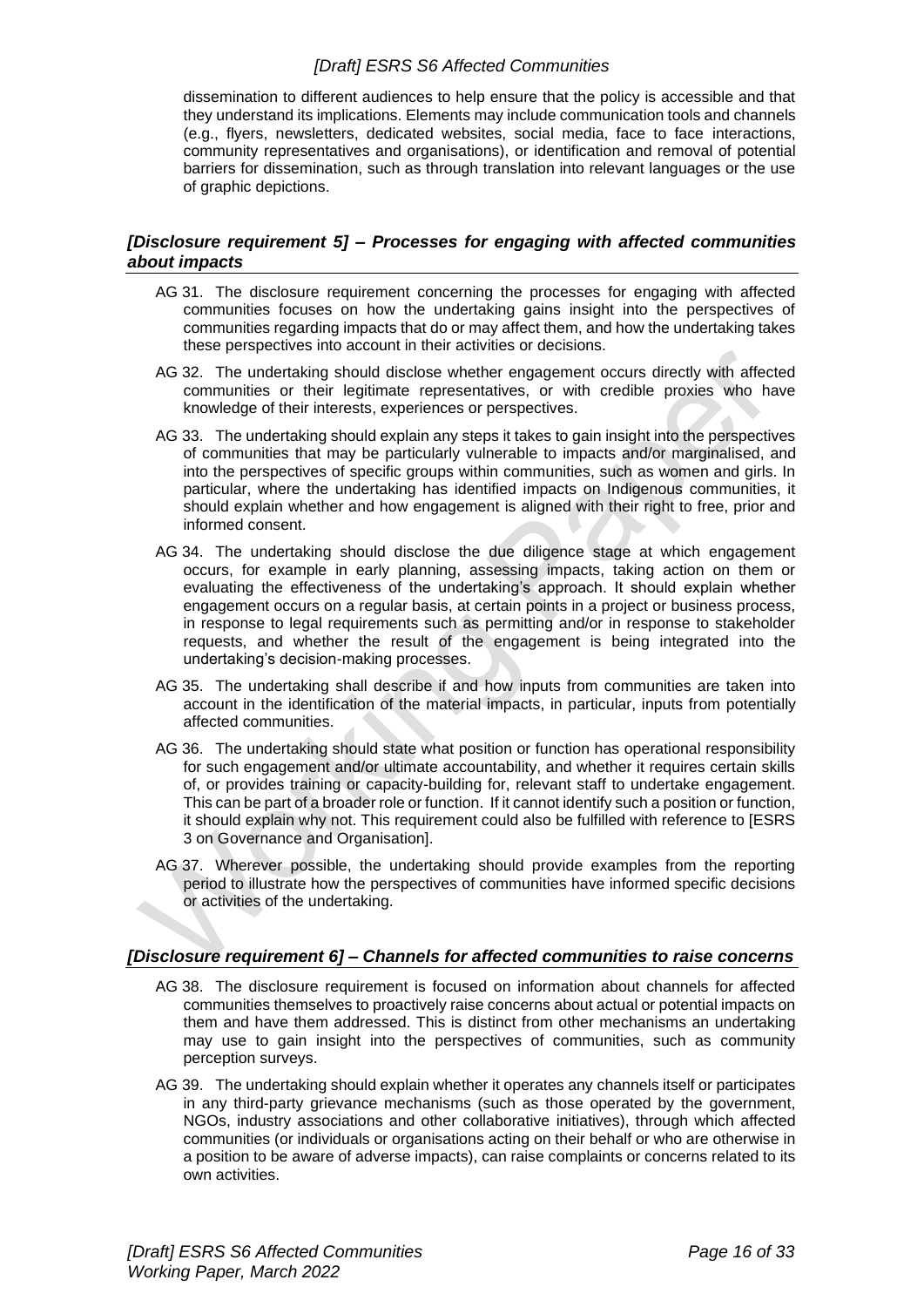dissemination to different audiences to help ensure that the policy is accessible and that they understand its implications. Elements may include communication tools and channels (e.g., flyers, newsletters, dedicated websites, social media, face to face interactions, community representatives and organisations), or identification and removal of potential barriers for dissemination, such as through translation into relevant languages or the use of graphic depictions.

### *[Disclosure requirement 5] – Processes for engaging with affected communities about impacts*

AG 31. The disclosure requirement concerning the processes for engaging with affected communities focuses on how the undertaking gains insight into the perspectives of communities regarding impacts that do or may affect them, and how the undertaking takes these perspectives into account in their activities or decisions.

AG 32. The undertaking should disclose whether engagement occurs directly with affected communities or their legitimate representatives, or with credible proxies who have knowledge of their interests, experiences or perspectives.

AG 33. The undertaking should explain any steps it takes to gain insight into the perspectives of communities that may be particularly vulnerable to impacts and/or marginalised, and into the perspectives of specific groups within communities, such as women and girls. In particular, where the undertaking has identified impacts on Indigenous communities, it should explain whether and how engagement is aligned with their right to free, prior and informed consent.

AG 34. The undertaking should disclose the due diligence stage at which engagement occurs, for example in early planning, assessing impacts, taking action on them or evaluating the effectiveness of the undertaking's approach. It should explain whether engagement occurs on a regular basis, at certain points in a project or business process, in response to legal requirements such as permitting and/or in response to stakeholder requests, and whether the result of the engagement is being integrated into the undertaking's decision-making processes.

AG 35. The undertaking shall describe if and how inputs from communities are taken into account in the identification of the material impacts, in particular, inputs from potentially affected communities.

AG 36. The undertaking should state what position or function has operational responsibility for such engagement and/or ultimate accountability, and whether it requires certain skills of, or provides training or capacity-building for, relevant staff to undertake engagement. This can be part of a broader role or function. If it cannot identify such a position or function, it should explain why not. This requirement could also be fulfilled with reference to [ESRS 3 on Governance and Organisation].

AG 37. Wherever possible, the undertaking should provide examples from the reporting period to illustrate how the perspectives of communities have informed specific decisions or activities of the undertaking.

### *[Disclosure requirement 6] – Channels for affected communities to raise concerns*

AG 38. The disclosure requirement is focused on information about channels for affected communities themselves to proactively raise concerns about actual or potential impacts on them and have them addressed. This is distinct from other mechanisms an undertaking may use to gain insight into the perspectives of communities, such as community perception surveys.

AG 39. The undertaking should explain whether it operates any channels itself or participates in any third-party grievance mechanisms (such as those operated by the government, NGOs, industry associations and other collaborative initiatives), through which affected communities (or individuals or organisations acting on their behalf or who are otherwise in a position to be aware of adverse impacts), can raise complaints or concerns related to its own activities.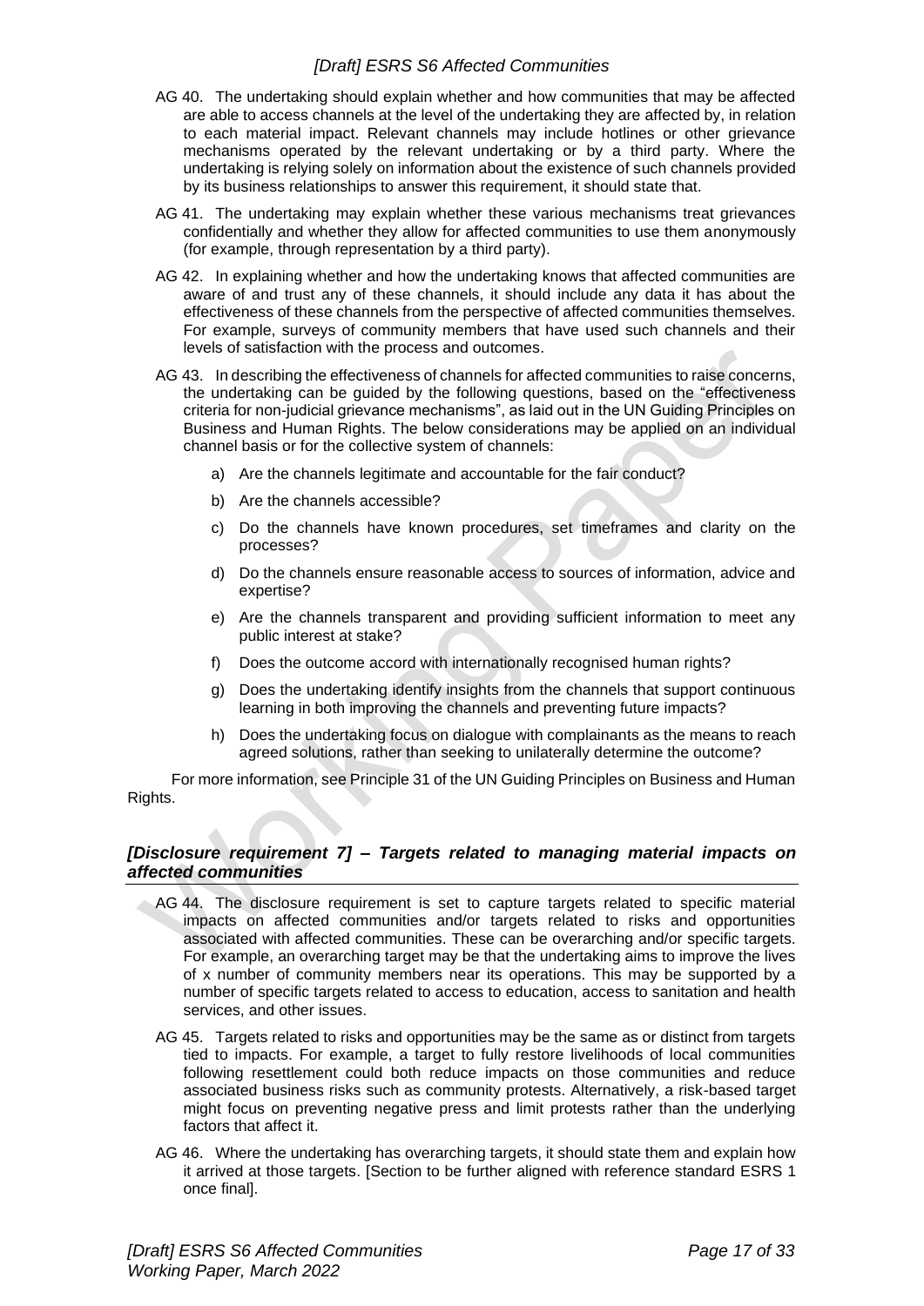AG 40. The undertaking should explain whether and how communities that may be affected are able to access channels at the level of the undertaking they are affected by, in relation to each material impact. Relevant channels may include hotlines or other grievance mechanisms operated by the relevant undertaking or by a third party. Where the undertaking is relying solely on information about the existence of such channels provided by its business relationships to answer this requirement, it should state that.

AG 41. The undertaking may explain whether these various mechanisms treat grievances confidentially and whether they allow for affected communities to use them anonymously (for example, through representation by a third party).

AG 42. In explaining whether and how the undertaking knows that affected communities are aware of and trust any of these channels, it should include any data it has about the effectiveness of these channels from the perspective of affected communities themselves. For example, surveys of community members that have used such channels and their levels of satisfaction with the process and outcomes.

AG 43. In describing the effectiveness of channels for affected communities to raise concerns, the undertaking can be guided by the following questions, based on the "effectiveness criteria for non-judicial grievance mechanisms", as laid out in the UN Guiding Principles on Business and Human Rights. The below considerations may be applied on an individual channel basis or for the collective system of channels:

a) Are the channels legitimate and accountable for the fair conduct?

b) Are the channels accessible?

c) Do the channels have known procedures, set timeframes and clarity on the processes?

d) Do the channels ensure reasonable access to sources of information, advice and expertise?

e) Are the channels transparent and providing sufficient information to meet any public interest at stake?

f) Does the outcome accord with internationally recognised human rights?

g) Does the undertaking identify insights from the channels that support continuous learning in both improving the channels and preventing future impacts?

h) Does the undertaking focus on dialogue with complainants as the means to reach agreed solutions, rather than seeking to unilaterally determine the outcome?

For more information, see Principle 31 of the UN Guiding Principles on Business and Human Rights.

### *[Disclosure requirement 7] – Targets related to managing material impacts on affected communities*

AG 44. The disclosure requirement is set to capture targets related to specific material impacts on affected communities and/or targets related to risks and opportunities associated with affected communities. These can be overarching and/or specific targets. For example, an overarching target may be that the undertaking aims to improve the lives of x number of community members near its operations. This may be supported by a number of specific targets related to access to education, access to sanitation and health services, and other issues.

AG 45. Targets related to risks and opportunities may be the same as or distinct from targets tied to impacts. For example, a target to fully restore livelihoods of local communities following resettlement could both reduce impacts on those communities and reduce associated business risks such as community protests. Alternatively, a risk-based target might focus on preventing negative press and limit protests rather than the underlying factors that affect it.

AG 46. Where the undertaking has overarching targets, it should state them and explain how it arrived at those targets. [Section to be further aligned with reference standard ESRS 1 once final].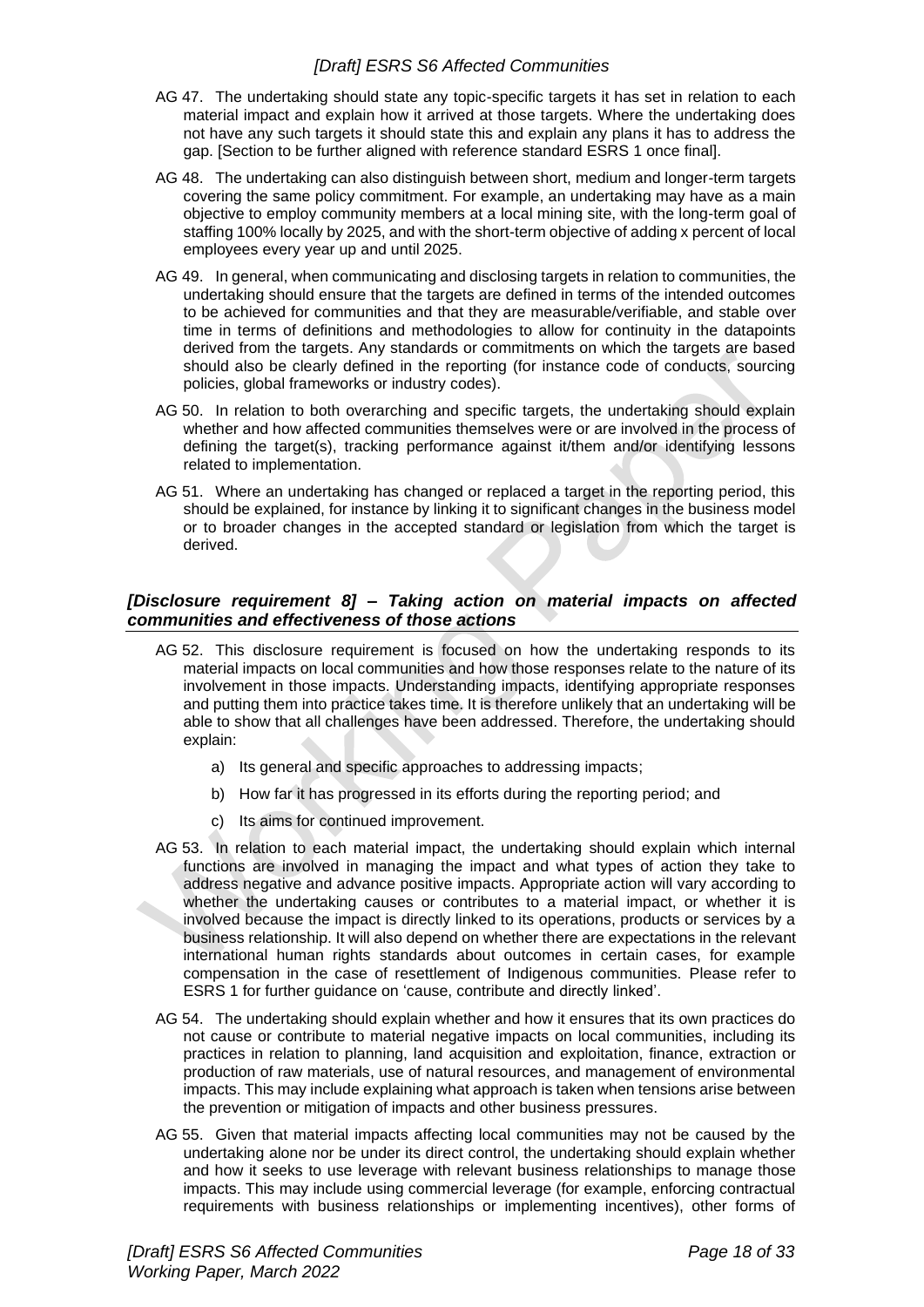AG 47. The undertaking should state any topic-specific targets it has set in relation to each material impact and explain how it arrived at those targets. Where the undertaking does not have any such targets it should state this and explain any plans it has to address the gap. [Section to be further aligned with reference standard ESRS 1 once final].

AG 48. The undertaking can also distinguish between short, medium and longer-term targets covering the same policy commitment. For example, an undertaking may have as a main objective to employ community members at a local mining site, with the long-term goal of staffing 100% locally by 2025, and with the short-term objective of adding x percent of local employees every year up and until 2025.

AG 49. In general, when communicating and disclosing targets in relation to communities, the undertaking should ensure that the targets are defined in terms of the intended outcomes to be achieved for communities and that they are measurable/verifiable, and stable over time in terms of definitions and methodologies to allow for continuity in the datapoints derived from the targets. Any standards or commitments on which the targets are based should also be clearly defined in the reporting (for instance code of conducts, sourcing policies, global frameworks or industry codes).

AG 50. In relation to both overarching and specific targets, the undertaking should explain whether and how affected communities themselves were or are involved in the process of defining the target(s), tracking performance against it/them and/or identifying lessons related to implementation.

AG 51. Where an undertaking has changed or replaced a target in the reporting period, this should be explained, for instance by linking it to significant changes in the business model or to broader changes in the accepted standard or legislation from which the target is derived.

### *[Disclosure requirement 8] – Taking action on material impacts on affected communities and effectiveness of those actions*

AG 52. This disclosure requirement is focused on how the undertaking responds to its material impacts on local communities and how those responses relate to the nature of its involvement in those impacts. Understanding impacts, identifying appropriate responses and putting them into practice takes time. It is therefore unlikely that an undertaking will be able to show that all challenges have been addressed. Therefore, the undertaking should explain:

a) Its general and specific approaches to addressing impacts;

b) How far it has progressed in its efforts during the reporting period; and

c) Its aims for continued improvement.

AG 53. In relation to each material impact, the undertaking should explain which internal functions are involved in managing the impact and what types of action they take to address negative and advance positive impacts. Appropriate action will vary according to whether the undertaking causes or contributes to a material impact, or whether it is involved because the impact is directly linked to its operations, products or services by a business relationship. It will also depend on whether there are expectations in the relevant international human rights standards about outcomes in certain cases, for example compensation in the case of resettlement of Indigenous communities. Please refer to ESRS 1 for further guidance on 'cause, contribute and directly linked'.

AG 54. The undertaking should explain whether and how it ensures that its own practices do not cause or contribute to material negative impacts on local communities, including its practices in relation to planning, land acquisition and exploitation, finance, extraction or production of raw materials, use of natural resources, and management of environmental impacts. This may include explaining what approach is taken when tensions arise between the prevention or mitigation of impacts and other business pressures.

AG 55. Given that material impacts affecting local communities may not be caused by the undertaking alone nor be under its direct control, the undertaking should explain whether and how it seeks to use leverage with relevant business relationships to manage those impacts. This may include using commercial leverage (for example, enforcing contractual requirements with business relationships or implementing incentives), other forms of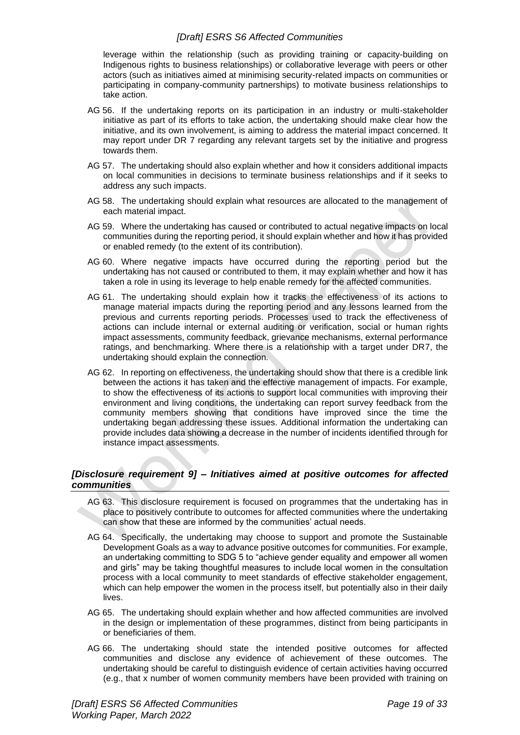leverage within the relationship (such as providing training or capacity-building on Indigenous rights to business relationships) or collaborative leverage with peers or other actors (such as initiatives aimed at minimising security-related impacts on communities or participating in company-community partnerships) to motivate business relationships to take action.

AG 56. If the undertaking reports on its participation in an industry or multi-stakeholder initiative as part of its efforts to take action, the undertaking should make clear how the initiative, and its own involvement, is aiming to address the material impact concerned. It may report under DR 7 regarding any relevant targets set by the initiative and progress towards them.

AG 57. The undertaking should also explain whether and how it considers additional impacts on local communities in decisions to terminate business relationships and if it seeks to address any such impacts.

AG 58. The undertaking should explain what resources are allocated to the management of each material impact.

AG 59. Where the undertaking has caused or contributed to actual negative impacts on local communities during the reporting period, it should explain whether and how it has provided or enabled remedy (to the extent of its contribution).

AG 60. Where negative impacts have occurred during the reporting period but the undertaking has not caused or contributed to them, it may explain whether and how it has taken a role in using its leverage to help enable remedy for the affected communities.

AG 61. The undertaking should explain how it tracks the effectiveness of its actions to manage material impacts during the reporting period and any lessons learned from the previous and currents reporting periods. Processes used to track the effectiveness of actions can include internal or external auditing or verification, social or human rights impact assessments, community feedback, grievance mechanisms, external performance ratings, and benchmarking. Where there is a relationship with a target under DR7, the undertaking should explain the connection.

AG 62. In reporting on effectiveness, the undertaking should show that there is a credible link between the actions it has taken and the effective management of impacts. For example, to show the effectiveness of its actions to support local communities with improving their environment and living conditions, the undertaking can report survey feedback from the community members showing that conditions have improved since the time the undertaking began addressing these issues. Additional information the undertaking can provide includes data showing a decrease in the number of incidents identified through for instance impact assessments.

### *[Disclosure requirement 9] – Initiatives aimed at positive outcomes for affected communities*

AG 63. This disclosure requirement is focused on programmes that the undertaking has in place to positively contribute to outcomes for affected communities where the undertaking can show that these are informed by the communities' actual needs.

AG 64. Specifically, the undertaking may choose to support and promote the Sustainable Development Goals as a way to advance positive outcomes for communities. For example, an undertaking committing to SDG 5 to "achieve gender equality and empower all women and girls" may be taking thoughtful measures to include local women in the consultation process with a local community to meet standards of effective stakeholder engagement, which can help empower the women in the process itself, but potentially also in their daily lives.

AG 65. The undertaking should explain whether and how affected communities are involved in the design or implementation of these programmes, distinct from being participants in or beneficiaries of them.

AG 66. The undertaking should state the intended positive outcomes for affected communities and disclose any evidence of achievement of these outcomes. The undertaking should be careful to distinguish evidence of certain activities having occurred (e.g., that x number of women community members have been provided with training on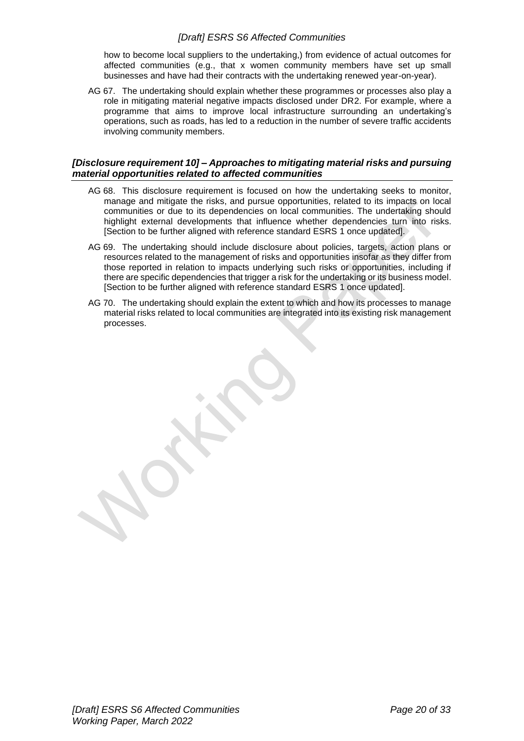how to become local suppliers to the undertaking,) from evidence of actual outcomes for affected communities (e.g., that x women community members have set up small businesses and have had their contracts with the undertaking renewed year-on-year).

AG 67. The undertaking should explain whether these programmes or processes also play a role in mitigating material negative impacts disclosed under DR2. For example, where a programme that aims to improve local infrastructure surrounding an undertaking's operations, such as roads, has led to a reduction in the number of severe traffic accidents involving community members.

### *[Disclosure requirement 10] – Approaches to mitigating material risks and pursuing material opportunities related to affected communities*

AG 68. This disclosure requirement is focused on how the undertaking seeks to monitor, manage and mitigate the risks, and pursue opportunities, related to its impacts on local communities or due to its dependencies on local communities. The undertaking should highlight external developments that influence whether dependencies turn into risks. [Section to be further aligned with reference standard ESRS 1 once updated].

AG 69. The undertaking should include disclosure about policies, targets, action plans or resources related to the management of risks and opportunities insofar as they differ from those reported in relation to impacts underlying such risks or opportunities, including if there are specific dependencies that trigger a risk for the undertaking or its business model. [Section to be further aligned with reference standard ESRS 1 once updated].

AG 70. The undertaking should explain the extent to which and how its processes to manage material risks related to local communities are integrated into its existing risk management processes.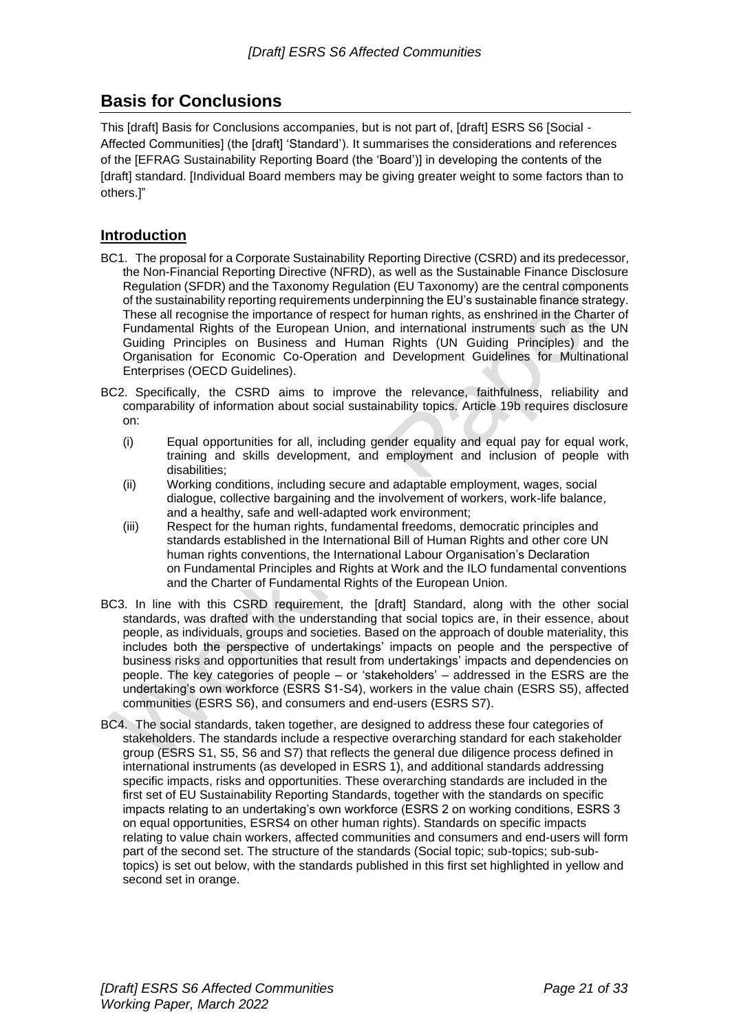## Basis for Conclusions

This [draft] Basis for Conclusions accompanies, but is not part of, [draft] ESRS S6 [Social - Affected Communities] (the [draft] 'Standard'). It summarises the considerations and references of the [EFRAG Sustainability Reporting Board (the 'Board')] in developing the contents of the [draft] standard. [Individual Board members may be giving greater weight to some factors than to others.]"

### Introduction

BC1. The proposal for a Corporate Sustainability Reporting Directive (CSRD) and its predecessor, the Non-Financial Reporting Directive (NFRD), as well as the Sustainable Finance Disclosure Regulation (SFDR) and the Taxonomy Regulation (EU Taxonomy) are the central components of the sustainability reporting requirements underpinning the EU's sustainable finance strategy. These all recognise the importance of respect for human rights, as enshrined in the Charter of Fundamental Rights of the European Union, and international instruments such as the UN Guiding Principles on Business and Human Rights (UN Guiding Principles) and the Organisation for Economic Co-Operation and Development Guidelines for Multinational Enterprises (OECD Guidelines).

BC2. Specifically, the CSRD aims to improve the relevance, faithfulness, reliability and comparability of information about social sustainability topics. Article 19b requires disclosure on:

(i) Equal opportunities for all, including gender equality and equal pay for equal work, training and skills development, and employment and inclusion of people with disabilities;

(ii) Working conditions, including secure and adaptable employment, wages, social dialogue, collective bargaining and the involvement of workers, work-life balance, and a healthy, safe and well-adapted work environment;

(iii) Respect for the human rights, fundamental freedoms, democratic principles and standards established in the International Bill of Human Rights and other core UN human rights conventions, the International Labour Organisation's Declaration on Fundamental Principles and Rights at Work and the ILO fundamental conventions and the Charter of Fundamental Rights of the European Union.

BC3. In line with this CSRD requirement, the [draft] Standard, along with the other social standards, was drafted with the understanding that social topics are, in their essence, about people, as individuals, groups and societies. Based on the approach of double materiality, this includes both the perspective of undertakings' impacts on people and the perspective of business risks and opportunities that result from undertakings' impacts and dependencies on people. The key categories of people – or 'stakeholders' – addressed in the ESRS are the undertaking's own workforce (ESRS S1-S4), workers in the value chain (ESRS S5), affected communities (ESRS S6), and consumers and end-users (ESRS S7).

BC4. The social standards, taken together, are designed to address these four categories of stakeholders. The standards include a respective overarching standard for each stakeholder group (ESRS S1, S5, S6 and S7) that reflects the general due diligence process defined in international instruments (as developed in ESRS 1), and additional standards addressing specific impacts, risks and opportunities. These overarching standards are included in the first set of EU Sustainability Reporting Standards, together with the standards on specific impacts relating to an undertaking's own workforce (ESRS 2 on working conditions, ESRS 3 on equal opportunities, ESRS4 on other human rights). Standards on specific impacts relating to value chain workers, affected communities and consumers and end-users will form part of the second set. The structure of the standards (Social topic; sub-topics; sub-sub-topics) is set out below, with the standards published in this first set highlighted in yellow and second set in orange.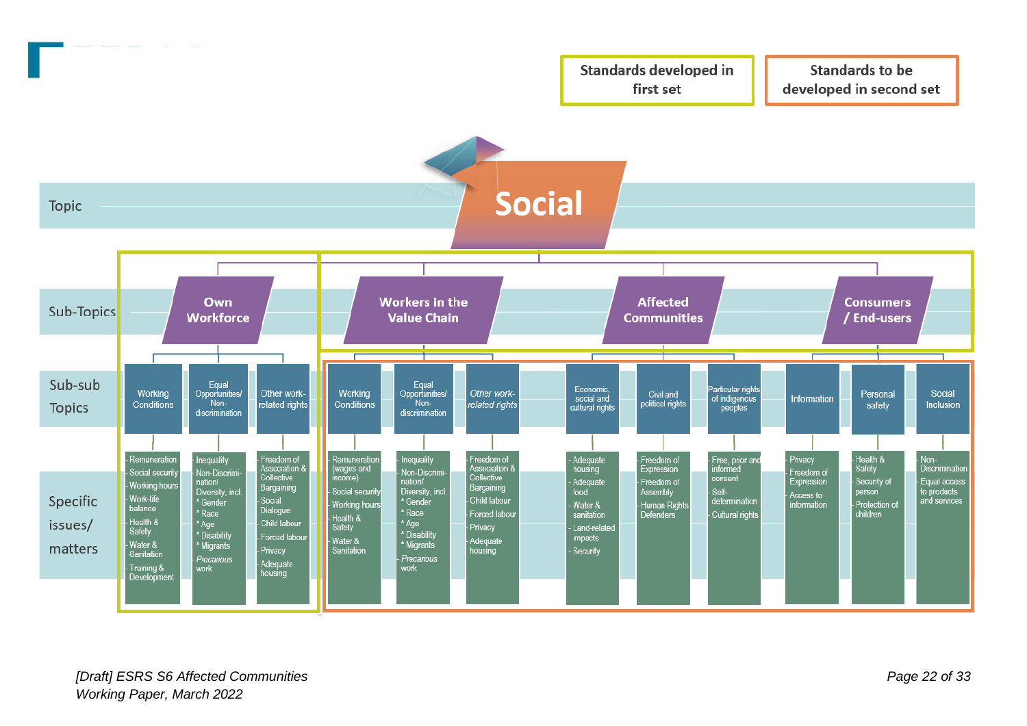Standards developed in first set

Standards to be developed in second set

**Topic:** Social

**Sub-Topics:**

| Own Workforce | | | Workers in the Value Chain | | | Affected Communities | | | Consumers / End-users | | |
|---|---|---|---|---|---|---|---|---|---|---|---|
| **Sub-sub Topics** | | | | | | | | | | | |
| Working Conditions | Equal Opportunities/ Non-discrimination | *Other work-related rights* | Working Conditions | Equal Opportunities/ Non-discrimination | *Other work-related rights* | Economic, social and cultural rights | Civil and political rights | Particular rights of indigenous peoples | Information | Personal safety | Social Inclusion |
| **Specific issues/ matters** | | | | | | | | | | | |
| - Remuneration<br>- Social security<br>- Working hours<br>- Work-life balance<br>- Health & Safety<br>- Water & Sanitation<br>- Training & Development | - Inequality<br>- Non-Discrimination/ Diversity, incl.<br>* Gender<br>* Race<br>* Age<br>* Disability<br>* Migrants<br>- *Precarious work* | - Freedom of Association & Collective Bargaining<br>- Social Dialogue<br>- Child labour<br>- Forced labour<br>- Privacy<br>- Adequate housing | - Remuneration (wages and income)<br>- Social security<br>- Working hours<br>- Health & Safety<br>- Water & Sanitation | - Inequality<br>- Non-Discrimination/ Diversity, incl.<br>* Gender<br>* Race<br>* Age<br>* Disability<br>* Migrants<br>- *Precarious work* | - Freedom of Association & Collective Bargaining<br>- Child labour<br>- Forced labour<br>- Privacy<br>- Adequate housing | - Adequate housing<br>- Adequate food<br>- Water & sanitation<br>- Land-related impacts<br>- Security | - Freedom of Expression<br>- Freedom of Assembly<br>- Human Rights Defenders | - Free, prior and informed consent<br>- Self-determination<br>- Cultural rights | - Privacy<br>- Freedom of Expression<br>- Access to information | - Health & Safety<br>- Security of person<br>- Protection of children | - Non-Discrimination<br>- Equal access to products and services |

[Draft] ESRS S6 Affected Communities Working Paper, March 2022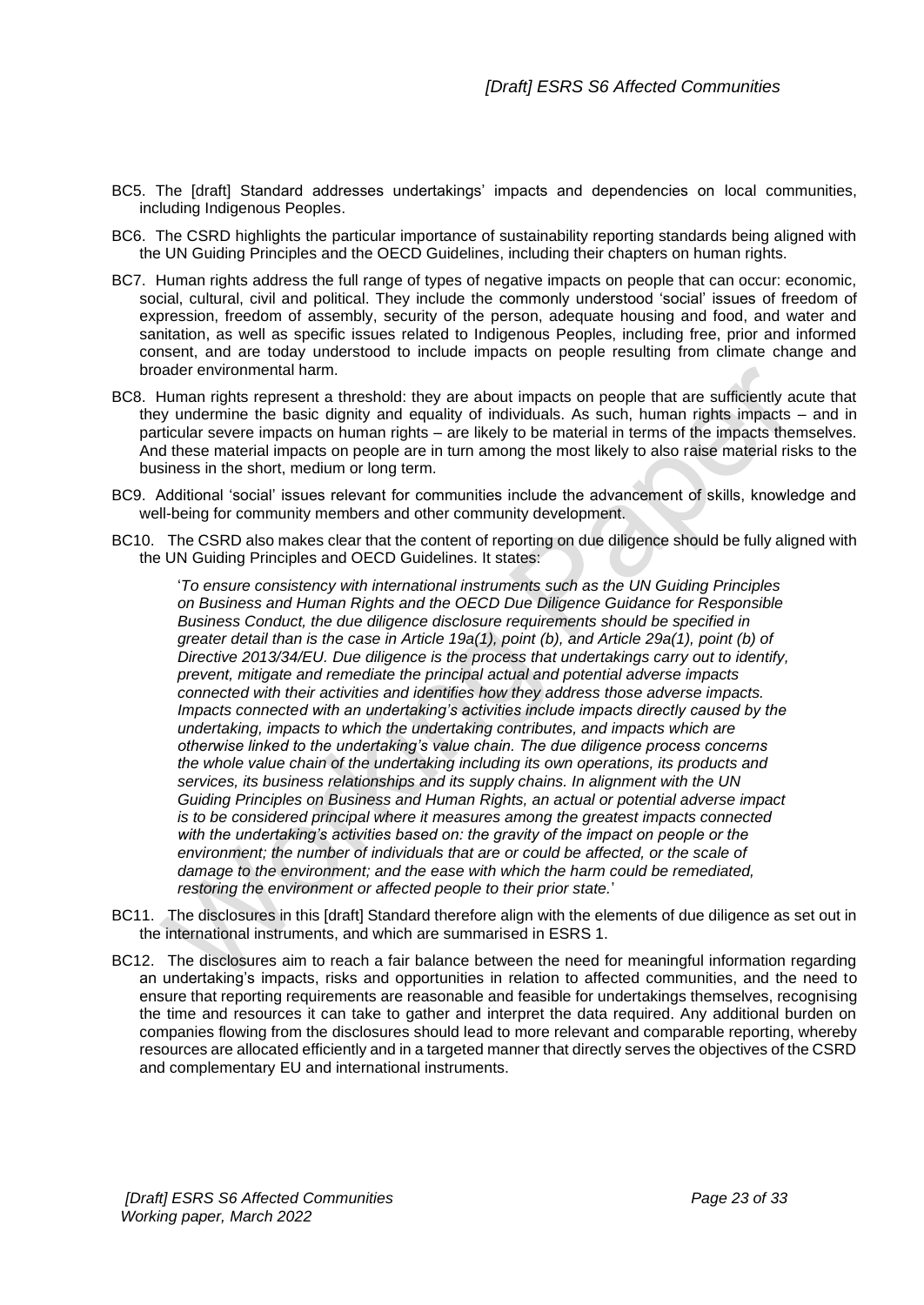BC5. The [draft] Standard addresses undertakings' impacts and dependencies on local communities, including Indigenous Peoples.

BC6. The CSRD highlights the particular importance of sustainability reporting standards being aligned with the UN Guiding Principles and the OECD Guidelines, including their chapters on human rights.

BC7. Human rights address the full range of types of negative impacts on people that can occur: economic, social, cultural, civil and political. They include the commonly understood 'social' issues of freedom of expression, freedom of assembly, security of the person, adequate housing and food, and water and sanitation, as well as specific issues related to Indigenous Peoples, including free, prior and informed consent, and are today understood to include impacts on people resulting from climate change and broader environmental harm.

BC8. Human rights represent a threshold: they are about impacts on people that are sufficiently acute that they undermine the basic dignity and equality of individuals. As such, human rights impacts – and in particular severe impacts on human rights – are likely to be material in terms of the impacts themselves. And these material impacts on people are in turn among the most likely to also raise material risks to the business in the short, medium or long term.

BC9. Additional 'social' issues relevant for communities include the advancement of skills, knowledge and well-being for community members and other community development.

BC10. The CSRD also makes clear that the content of reporting on due diligence should be fully aligned with the UN Guiding Principles and OECD Guidelines. It states:

> '*To ensure consistency with international instruments such as the UN Guiding Principles on Business and Human Rights and the OECD Due Diligence Guidance for Responsible Business Conduct, the due diligence disclosure requirements should be specified in greater detail than is the case in Article 19a(1), point (b), and Article 29a(1), point (b) of Directive 2013/34/EU. Due diligence is the process that undertakings carry out to identify, prevent, mitigate and remediate the principal actual and potential adverse impacts connected with their activities and identifies how they address those adverse impacts. Impacts connected with an undertaking's activities include impacts directly caused by the undertaking, impacts to which the undertaking contributes, and impacts which are otherwise linked to the undertaking's value chain. The due diligence process concerns the whole value chain of the undertaking including its own operations, its products and services, its business relationships and its supply chains. In alignment with the UN Guiding Principles on Business and Human Rights, an actual or potential adverse impact is to be considered principal where it measures among the greatest impacts connected with the undertaking's activities based on: the gravity of the impact on people or the environment; the number of individuals that are or could be affected, or the scale of damage to the environment; and the ease with which the harm could be remediated, restoring the environment or affected people to their prior state.*'

BC11. The disclosures in this [draft] Standard therefore align with the elements of due diligence as set out in the international instruments, and which are summarised in ESRS 1.

BC12. The disclosures aim to reach a fair balance between the need for meaningful information regarding an undertaking's impacts, risks and opportunities in relation to affected communities, and the need to ensure that reporting requirements are reasonable and feasible for undertakings themselves, recognising the time and resources it can take to gather and interpret the data required. Any additional burden on companies flowing from the disclosures should lead to more relevant and comparable reporting, whereby resources are allocated efficiently and in a targeted manner that directly serves the objectives of the CSRD and complementary EU and international instruments.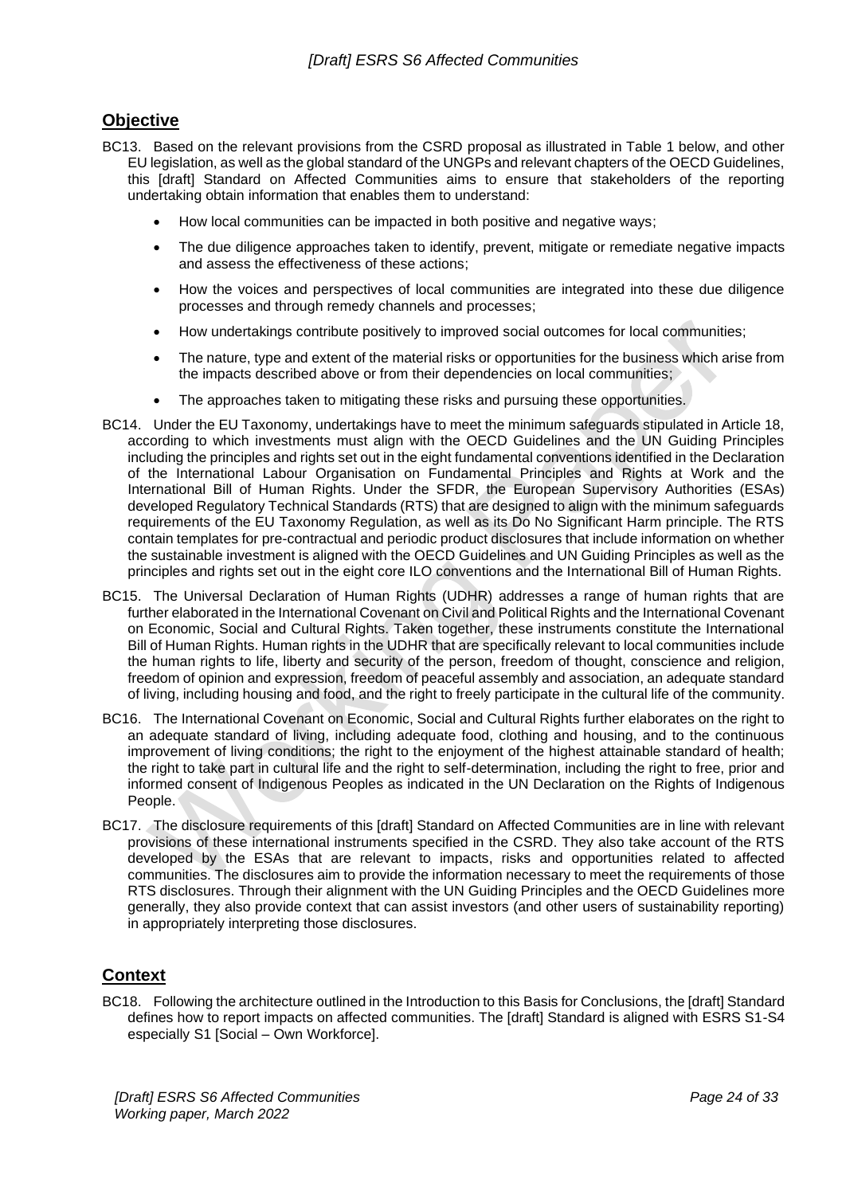## Objective

BC13. Based on the relevant provisions from the CSRD proposal as illustrated in Table 1 below, and other EU legislation, as well as the global standard of the UNGPs and relevant chapters of the OECD Guidelines, this [draft] Standard on Affected Communities aims to ensure that stakeholders of the reporting undertaking obtain information that enables them to understand:

- How local communities can be impacted in both positive and negative ways;
- The due diligence approaches taken to identify, prevent, mitigate or remediate negative impacts and assess the effectiveness of these actions;
- How the voices and perspectives of local communities are integrated into these due diligence processes and through remedy channels and processes;
- How undertakings contribute positively to improved social outcomes for local communities;
- The nature, type and extent of the material risks or opportunities for the business which arise from the impacts described above or from their dependencies on local communities;
- The approaches taken to mitigating these risks and pursuing these opportunities.

BC14. Under the EU Taxonomy, undertakings have to meet the minimum safeguards stipulated in Article 18, according to which investments must align with the OECD Guidelines and the UN Guiding Principles including the principles and rights set out in the eight fundamental conventions identified in the Declaration of the International Labour Organisation on Fundamental Principles and Rights at Work and the International Bill of Human Rights. Under the SFDR, the European Supervisory Authorities (ESAs) developed Regulatory Technical Standards (RTS) that are designed to align with the minimum safeguards requirements of the EU Taxonomy Regulation, as well as its Do No Significant Harm principle. The RTS contain templates for pre-contractual and periodic product disclosures that include information on whether the sustainable investment is aligned with the OECD Guidelines and UN Guiding Principles as well as the principles and rights set out in the eight core ILO conventions and the International Bill of Human Rights.

BC15. The Universal Declaration of Human Rights (UDHR) addresses a range of human rights that are further elaborated in the International Covenant on Civil and Political Rights and the International Covenant on Economic, Social and Cultural Rights. Taken together, these instruments constitute the International Bill of Human Rights. Human rights in the UDHR that are specifically relevant to local communities include the human rights to life, liberty and security of the person, freedom of thought, conscience and religion, freedom of opinion and expression, freedom of peaceful assembly and association, an adequate standard of living, including housing and food, and the right to freely participate in the cultural life of the community.

BC16. The International Covenant on Economic, Social and Cultural Rights further elaborates on the right to an adequate standard of living, including adequate food, clothing and housing, and to the continuous improvement of living conditions; the right to the enjoyment of the highest attainable standard of health; the right to take part in cultural life and the right to self-determination, including the right to free, prior and informed consent of Indigenous Peoples as indicated in the UN Declaration on the Rights of Indigenous People.

BC17. The disclosure requirements of this [draft] Standard on Affected Communities are in line with relevant provisions of these international instruments specified in the CSRD. They also take account of the RTS developed by the ESAs that are relevant to impacts, risks and opportunities related to affected communities. The disclosures aim to provide the information necessary to meet the requirements of those RTS disclosures. Through their alignment with the UN Guiding Principles and the OECD Guidelines more generally, they also provide context that can assist investors (and other users of sustainability reporting) in appropriately interpreting those disclosures.

## Context

BC18. Following the architecture outlined in the Introduction to this Basis for Conclusions, the [draft] Standard defines how to report impacts on affected communities. The [draft] Standard is aligned with ESRS S1-S4 especially S1 [Social – Own Workforce].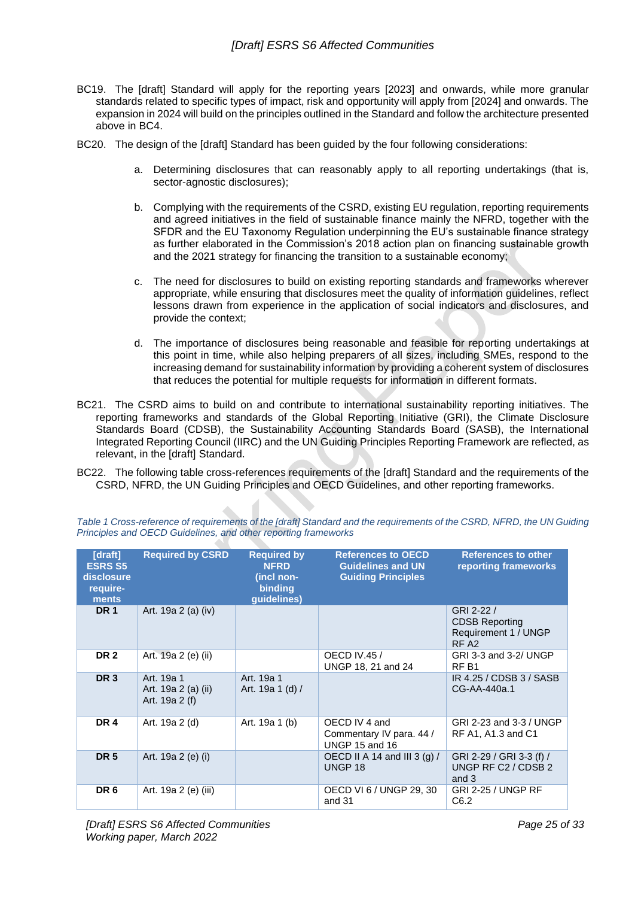BC19. The [draft] Standard will apply for the reporting years [2023] and onwards, while more granular standards related to specific types of impact, risk and opportunity will apply from [2024] and onwards. The expansion in 2024 will build on the principles outlined in the Standard and follow the architecture presented above in BC4.

BC20. The design of the [draft] Standard has been guided by the four following considerations:

a. Determining disclosures that can reasonably apply to all reporting undertakings (that is, sector-agnostic disclosures);

b. Complying with the requirements of the CSRD, existing EU regulation, reporting requirements and agreed initiatives in the field of sustainable finance mainly the NFRD, together with the SFDR and the EU Taxonomy Regulation underpinning the EU's sustainable finance strategy as further elaborated in the Commission's 2018 action plan on financing sustainable growth and the 2021 strategy for financing the transition to a sustainable economy;

c. The need for disclosures to build on existing reporting standards and frameworks wherever appropriate, while ensuring that disclosures meet the quality of information guidelines, reflect lessons drawn from experience in the application of social indicators and disclosures, and provide the context;

d. The importance of disclosures being reasonable and feasible for reporting undertakings at this point in time, while also helping preparers of all sizes, including SMEs, respond to the increasing demand for sustainability information by providing a coherent system of disclosures that reduces the potential for multiple requests for information in different formats.

BC21. The CSRD aims to build on and contribute to international sustainability reporting initiatives. The reporting frameworks and standards of the Global Reporting Initiative (GRI), the Climate Disclosure Standards Board (CDSB), the Sustainability Accounting Standards Board (SASB), the International Integrated Reporting Council (IIRC) and the UN Guiding Principles Reporting Framework are reflected, as relevant, in the [draft] Standard.

BC22. The following table cross-references requirements of the [draft] Standard and the requirements of the CSRD, NFRD, the UN Guiding Principles and OECD Guidelines, and other reporting frameworks.

*Table 1 Cross-reference of requirements of the [draft] Standard and the requirements of the CSRD, NFRD, the UN Guiding Principles and OECD Guidelines, and other reporting frameworks*

| [draft] ESRS S5 disclosure requirements | Required by CSRD | Required by NFRD (incl non-binding guidelines) | References to OECD Guidelines and UN Guiding Principles | References to other reporting frameworks |
|---|---|---|---|---|
| **DR 1** | Art. 19a 2 (a) (iv) | | | GRI 2-22 / CDSB Reporting Requirement 1 / UNGP RF A2 |
| **DR 2** | Art. 19a 2 (e) (ii) | | OECD IV.45 / UNGP 18, 21 and 24 | GRI 3-3 and 3-2/ UNGP RF B1 |
| **DR 3** | Art. 19a 1<br>Art. 19a 2 (a) (ii)<br>Art. 19a 2 (f) | Art. 19a 1<br>Art. 19a 1 (d) / | | IR 4.25 / CDSB 3 / SASB CG-AA-440a.1 |
| **DR 4** | Art. 19a 2 (d) | Art. 19a 1 (b) | OECD IV 4 and Commentary IV para. 44 / UNGP 15 and 16 | GRI 2-23 and 3-3 / UNGP RF A1, A1.3 and C1 |
| **DR 5** | Art. 19a 2 (e) (i) | | OECD II A 14 and III 3 (g) / UNGP 18 | GRI 2-29 / GRI 3-3 (f) / UNGP RF C2 / CDSB 2 and 3 |
| **DR 6** | Art. 19a 2 (e) (iii) | | OECD VI 6 / UNGP 29, 30 and 31 | GRI 2-25 / UNGP RF C6.2 |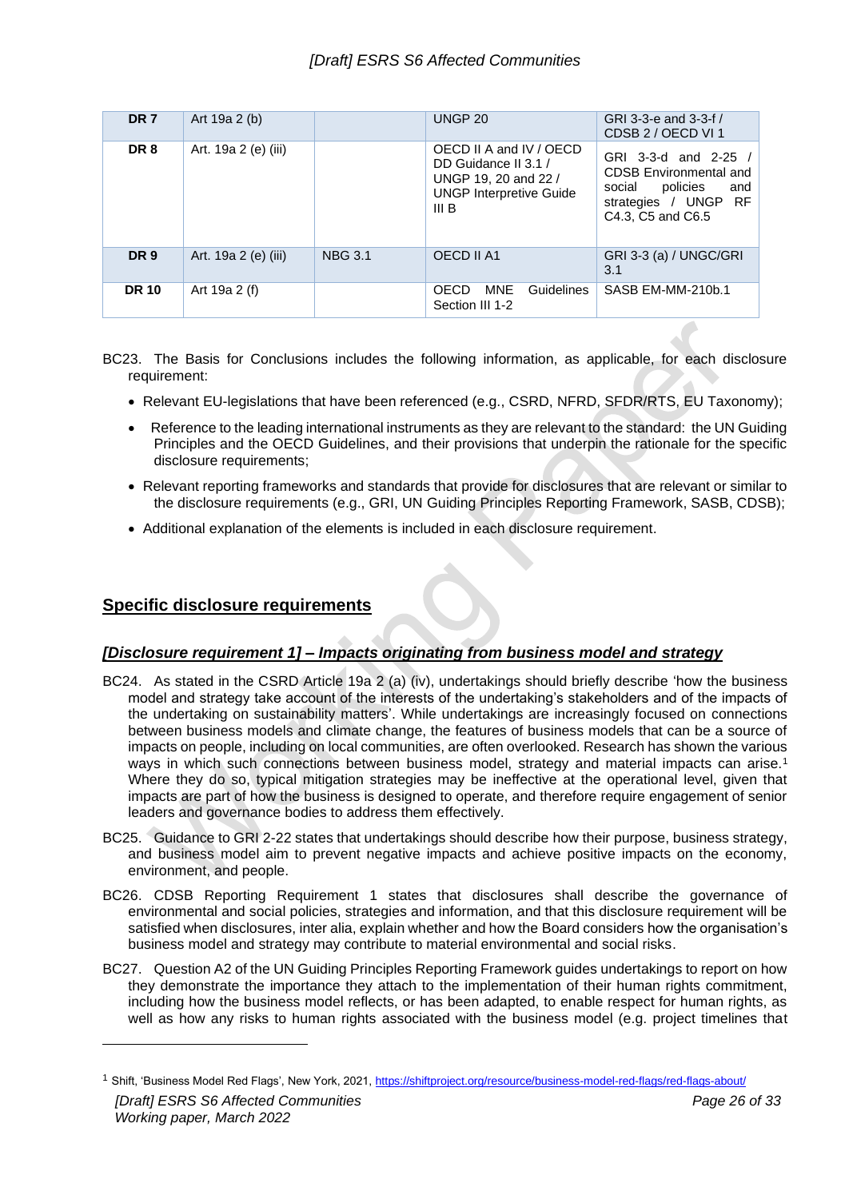| DR 7 | Art 19a 2 (b) | | UNGP 20 | GRI 3-3-e and 3-3-f / CDSB 2 / OECD VI 1 |
|---|---|---|---|---|
| DR 8 | Art. 19a 2 (e) (iii) | | OECD II A and IV / OECD DD Guidance II 3.1 / UNGP 19, 20 and 22 / UNGP Interpretive Guide III B | GRI 3-3-d and 2-25 / CDSB Environmental and social policies and strategies / UNGP RF C4.3, C5 and C6.5 |
| DR 9 | Art. 19a 2 (e) (iii) | NBG 3.1 | OECD II A1 | GRI 3-3 (a) / UNGC/GRI 3.1 |
| DR 10 | Art 19a 2 (f) | | OECD MNE Guidelines Section III 1-2 | SASB EM-MM-210b.1 |

BC23. The Basis for Conclusions includes the following information, as applicable, for each disclosure requirement:

- Relevant EU-legislations that have been referenced (e.g., CSRD, NFRD, SFDR/RTS, EU Taxonomy);
- Reference to the leading international instruments as they are relevant to the standard: the UN Guiding Principles and the OECD Guidelines, and their provisions that underpin the rationale for the specific disclosure requirements;
- Relevant reporting frameworks and standards that provide for disclosures that are relevant or similar to the disclosure requirements (e.g., GRI, UN Guiding Principles Reporting Framework, SASB, CDSB);
- Additional explanation of the elements is included in each disclosure requirement.

## Specific disclosure requirements

### *[Disclosure requirement 1] – Impacts originating from business model and strategy*

BC24. As stated in the CSRD Article 19a 2 (a) (iv), undertakings should briefly describe 'how the business model and strategy take account of the interests of the undertaking's stakeholders and of the impacts of the undertaking on sustainability matters'. While undertakings are increasingly focused on connections between business models and climate change, the features of business models that can be a source of impacts on people, including on local communities, are often overlooked. Research has shown the various ways in which such connections between business model, strategy and material impacts can arise.[1] Where they do so, typical mitigation strategies may be ineffective at the operational level, given that impacts are part of how the business is designed to operate, and therefore require engagement of senior leaders and governance bodies to address them effectively.

BC25. Guidance to GRI 2-22 states that undertakings should describe how their purpose, business strategy, and business model aim to prevent negative impacts and achieve positive impacts on the economy, environment, and people.

BC26. CDSB Reporting Requirement 1 states that disclosures shall describe the governance of environmental and social policies, strategies and information, and that this disclosure requirement will be satisfied when disclosures, inter alia, explain whether and how the Board considers how the organisation's business model and strategy may contribute to material environmental and social risks.

BC27. Question A2 of the UN Guiding Principles Reporting Framework guides undertakings to report on how they demonstrate the importance they attach to the implementation of their human rights commitment, including how the business model reflects, or has been adapted, to enable respect for human rights, as well as how any risks to human rights associated with the business model (e.g. project timelines that

[1] Shift, 'Business Model Red Flags', New York, 2021, https://shiftproject.org/resource/business-model-red-flags/red-flags-about/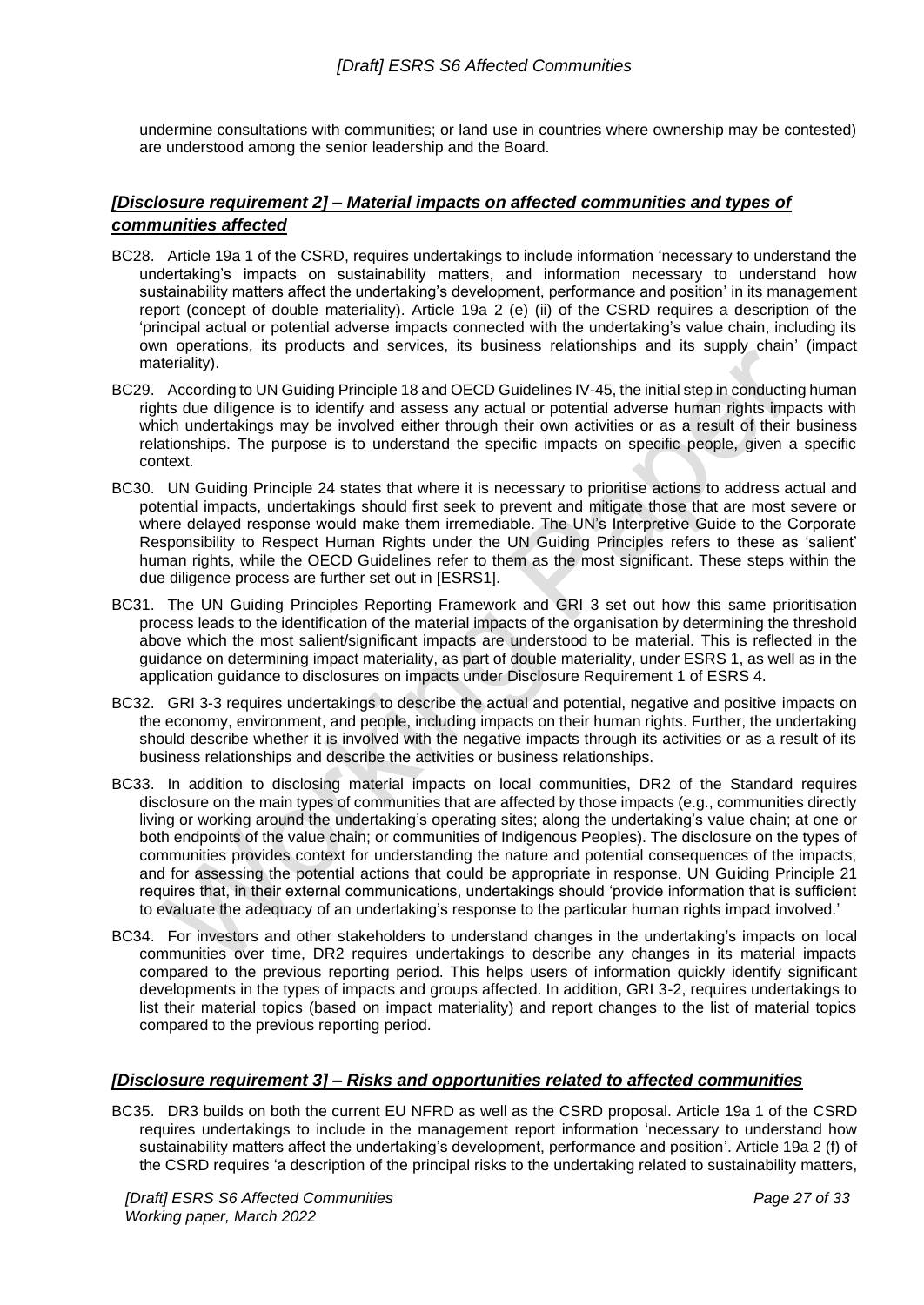undermine consultations with communities; or land use in countries where ownership may be contested) are understood among the senior leadership and the Board.

### *[Disclosure requirement 2] – Material impacts on affected communities and types of communities affected*

BC28. Article 19a 1 of the CSRD, requires undertakings to include information 'necessary to understand the undertaking's impacts on sustainability matters, and information necessary to understand how sustainability matters affect the undertaking's development, performance and position' in its management report (concept of double materiality). Article 19a 2 (e) (ii) of the CSRD requires a description of the 'principal actual or potential adverse impacts connected with the undertaking's value chain, including its own operations, its products and services, its business relationships and its supply chain' (impact materiality).

BC29. According to UN Guiding Principle 18 and OECD Guidelines IV-45, the initial step in conducting human rights due diligence is to identify and assess any actual or potential adverse human rights impacts with which undertakings may be involved either through their own activities or as a result of their business relationships. The purpose is to understand the specific impacts on specific people, given a specific context.

BC30. UN Guiding Principle 24 states that where it is necessary to prioritise actions to address actual and potential impacts, undertakings should first seek to prevent and mitigate those that are most severe or where delayed response would make them irremediable. The UN's Interpretive Guide to the Corporate Responsibility to Respect Human Rights under the UN Guiding Principles refers to these as 'salient' human rights, while the OECD Guidelines refer to them as the most significant. These steps within the due diligence process are further set out in [ESRS1].

BC31. The UN Guiding Principles Reporting Framework and GRI 3 set out how this same prioritisation process leads to the identification of the material impacts of the organisation by determining the threshold above which the most salient/significant impacts are understood to be material. This is reflected in the guidance on determining impact materiality, as part of double materiality, under ESRS 1, as well as in the application guidance to disclosures on impacts under Disclosure Requirement 1 of ESRS 4.

BC32. GRI 3-3 requires undertakings to describe the actual and potential, negative and positive impacts on the economy, environment, and people, including impacts on their human rights. Further, the undertaking should describe whether it is involved with the negative impacts through its activities or as a result of its business relationships and describe the activities or business relationships.

BC33. In addition to disclosing material impacts on local communities, DR2 of the Standard requires disclosure on the main types of communities that are affected by those impacts (e.g., communities directly living or working around the undertaking's operating sites; along the undertaking's value chain; at one or both endpoints of the value chain; or communities of Indigenous Peoples). The disclosure on the types of communities provides context for understanding the nature and potential consequences of the impacts, and for assessing the potential actions that could be appropriate in response. UN Guiding Principle 21 requires that, in their external communications, undertakings should 'provide information that is sufficient to evaluate the adequacy of an undertaking's response to the particular human rights impact involved.'

BC34. For investors and other stakeholders to understand changes in the undertaking's impacts on local communities over time, DR2 requires undertakings to describe any changes in its material impacts compared to the previous reporting period. This helps users of information quickly identify significant developments in the types of impacts and groups affected. In addition, GRI 3-2, requires undertakings to list their material topics (based on impact materiality) and report changes to the list of material topics compared to the previous reporting period.

### *[Disclosure requirement 3] – Risks and opportunities related to affected communities*

BC35. DR3 builds on both the current EU NFRD as well as the CSRD proposal. Article 19a 1 of the CSRD requires undertakings to include in the management report information 'necessary to understand how sustainability matters affect the undertaking's development, performance and position'. Article 19a 2 (f) of the CSRD requires 'a description of the principal risks to the undertaking related to sustainability matters,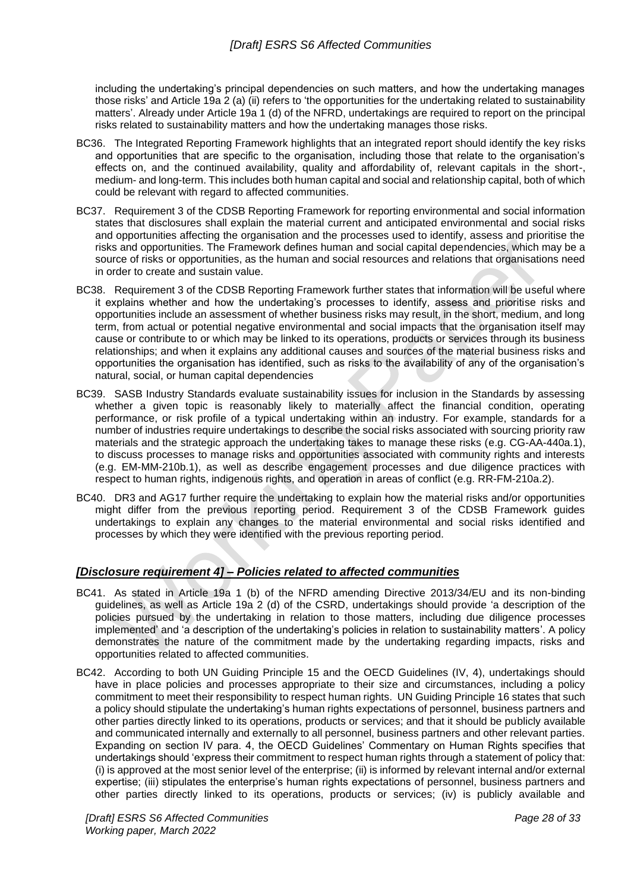including the undertaking's principal dependencies on such matters, and how the undertaking manages those risks' and Article 19a 2 (a) (ii) refers to 'the opportunities for the undertaking related to sustainability matters'. Already under Article 19a 1 (d) of the NFRD, undertakings are required to report on the principal risks related to sustainability matters and how the undertaking manages those risks.

BC36. The Integrated Reporting Framework highlights that an integrated report should identify the key risks and opportunities that are specific to the organisation, including those that relate to the organisation's effects on, and the continued availability, quality and affordability of, relevant capitals in the short-, medium- and long-term. This includes both human capital and social and relationship capital, both of which could be relevant with regard to affected communities.

BC37. Requirement 3 of the CDSB Reporting Framework for reporting environmental and social information states that disclosures shall explain the material current and anticipated environmental and social risks and opportunities affecting the organisation and the processes used to identify, assess and prioritise the risks and opportunities. The Framework defines human and social capital dependencies, which may be a source of risks or opportunities, as the human and social resources and relations that organisations need in order to create and sustain value.

BC38. Requirement 3 of the CDSB Reporting Framework further states that information will be useful where it explains whether and how the undertaking's processes to identify, assess and prioritise risks and opportunities include an assessment of whether business risks may result, in the short, medium, and long term, from actual or potential negative environmental and social impacts that the organisation itself may cause or contribute to or which may be linked to its operations, products or services through its business relationships; and when it explains any additional causes and sources of the material business risks and opportunities the organisation has identified, such as risks to the availability of any of the organisation's natural, social, or human capital dependencies

BC39. SASB Industry Standards evaluate sustainability issues for inclusion in the Standards by assessing whether a given topic is reasonably likely to materially affect the financial condition, operating performance, or risk profile of a typical undertaking within an industry. For example, standards for a number of industries require undertakings to describe the social risks associated with sourcing priority raw materials and the strategic approach the undertaking takes to manage these risks (e.g. CG-AA-440a.1), to discuss processes to manage risks and opportunities associated with community rights and interests (e.g. EM-MM-210b.1), as well as describe engagement processes and due diligence practices with respect to human rights, indigenous rights, and operation in areas of conflict (e.g. RR-FM-210a.2).

BC40. DR3 and AG17 further require the undertaking to explain how the material risks and/or opportunities might differ from the previous reporting period. Requirement 3 of the CDSB Framework guides undertakings to explain any changes to the material environmental and social risks identified and processes by which they were identified with the previous reporting period.

## *[Disclosure requirement 4] – Policies related to affected communities*

BC41. As stated in Article 19a 1 (b) of the NFRD amending Directive 2013/34/EU and its non-binding guidelines, as well as Article 19a 2 (d) of the CSRD, undertakings should provide 'a description of the policies pursued by the undertaking in relation to those matters, including due diligence processes implemented' and 'a description of the undertaking's policies in relation to sustainability matters'. A policy demonstrates the nature of the commitment made by the undertaking regarding impacts, risks and opportunities related to affected communities.

BC42. According to both UN Guiding Principle 15 and the OECD Guidelines (IV, 4), undertakings should have in place policies and processes appropriate to their size and circumstances, including a policy commitment to meet their responsibility to respect human rights. UN Guiding Principle 16 states that such a policy should stipulate the undertaking's human rights expectations of personnel, business partners and other parties directly linked to its operations, products or services; and that it should be publicly available and communicated internally and externally to all personnel, business partners and other relevant parties. Expanding on section IV para. 4, the OECD Guidelines' Commentary on Human Rights specifies that undertakings should 'express their commitment to respect human rights through a statement of policy that: (i) is approved at the most senior level of the enterprise; (ii) is informed by relevant internal and/or external expertise; (iii) stipulates the enterprise's human rights expectations of personnel, business partners and other parties directly linked to its operations, products or services; (iv) is publicly available and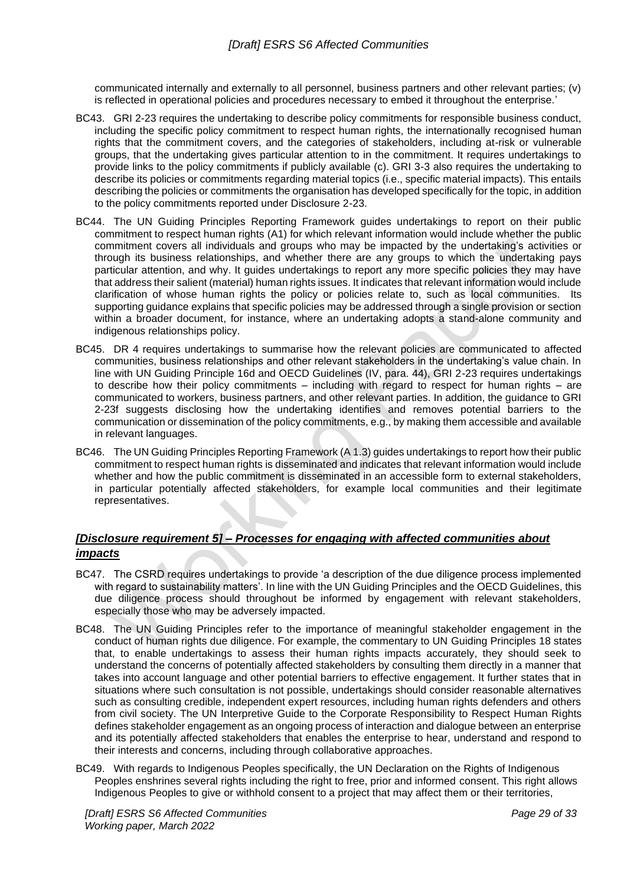communicated internally and externally to all personnel, business partners and other relevant parties; (v) is reflected in operational policies and procedures necessary to embed it throughout the enterprise.'

BC43. GRI 2-23 requires the undertaking to describe policy commitments for responsible business conduct, including the specific policy commitment to respect human rights, the internationally recognised human rights that the commitment covers, and the categories of stakeholders, including at-risk or vulnerable groups, that the undertaking gives particular attention to in the commitment. It requires undertakings to provide links to the policy commitments if publicly available (c). GRI 3-3 also requires the undertaking to describe its policies or commitments regarding material topics (i.e., specific material impacts). This entails describing the policies or commitments the organisation has developed specifically for the topic, in addition to the policy commitments reported under Disclosure 2-23.

BC44. The UN Guiding Principles Reporting Framework guides undertakings to report on their public commitment to respect human rights (A1) for which relevant information would include whether the public commitment covers all individuals and groups who may be impacted by the undertaking's activities or through its business relationships, and whether there are any groups to which the undertaking pays particular attention, and why. It guides undertakings to report any more specific policies they may have that address their salient (material) human rights issues. It indicates that relevant information would include clarification of whose human rights the policy or policies relate to, such as local communities. Its supporting guidance explains that specific policies may be addressed through a single provision or section within a broader document, for instance, where an undertaking adopts a stand-alone community and indigenous relationships policy.

BC45. DR 4 requires undertakings to summarise how the relevant policies are communicated to affected communities, business relationships and other relevant stakeholders in the undertaking's value chain. In line with UN Guiding Principle 16d and OECD Guidelines (IV, para. 44), GRI 2-23 requires undertakings to describe how their policy commitments – including with regard to respect for human rights – are communicated to workers, business partners, and other relevant parties. In addition, the guidance to GRI 2-23f suggests disclosing how the undertaking identifies and removes potential barriers to the communication or dissemination of the policy commitments, e.g., by making them accessible and available in relevant languages.

BC46. The UN Guiding Principles Reporting Framework (A 1.3) guides undertakings to report how their public commitment to respect human rights is disseminated and indicates that relevant information would include whether and how the public commitment is disseminated in an accessible form to external stakeholders, in particular potentially affected stakeholders, for example local communities and their legitimate representatives.

## ***[Disclosure requirement 5] – Processes for engaging with affected communities about impacts***

BC47. The CSRD requires undertakings to provide 'a description of the due diligence process implemented with regard to sustainability matters'. In line with the UN Guiding Principles and the OECD Guidelines, this due diligence process should throughout be informed by engagement with relevant stakeholders, especially those who may be adversely impacted.

BC48. The UN Guiding Principles refer to the importance of meaningful stakeholder engagement in the conduct of human rights due diligence. For example, the commentary to UN Guiding Principles 18 states that, to enable undertakings to assess their human rights impacts accurately, they should seek to understand the concerns of potentially affected stakeholders by consulting them directly in a manner that takes into account language and other potential barriers to effective engagement. It further states that in situations where such consultation is not possible, undertakings should consider reasonable alternatives such as consulting credible, independent expert resources, including human rights defenders and others from civil society. The UN Interpretive Guide to the Corporate Responsibility to Respect Human Rights defines stakeholder engagement as an ongoing process of interaction and dialogue between an enterprise and its potentially affected stakeholders that enables the enterprise to hear, understand and respond to their interests and concerns, including through collaborative approaches.

BC49. With regards to Indigenous Peoples specifically, the UN Declaration on the Rights of Indigenous Peoples enshrines several rights including the right to free, prior and informed consent. This right allows Indigenous Peoples to give or withhold consent to a project that may affect them or their territories,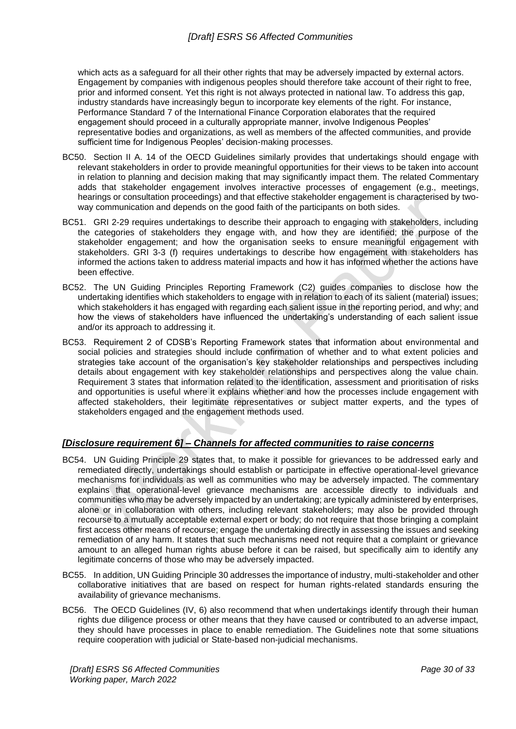which acts as a safeguard for all their other rights that may be adversely impacted by external actors. Engagement by companies with indigenous peoples should therefore take account of their right to free, prior and informed consent. Yet this right is not always protected in national law. To address this gap, industry standards have increasingly begun to incorporate key elements of the right. For instance, Performance Standard 7 of the International Finance Corporation elaborates that the required engagement should proceed in a culturally appropriate manner, involve Indigenous Peoples' representative bodies and organizations, as well as members of the affected communities, and provide sufficient time for Indigenous Peoples' decision-making processes.

BC50. Section II A. 14 of the OECD Guidelines similarly provides that undertakings should engage with relevant stakeholders in order to provide meaningful opportunities for their views to be taken into account in relation to planning and decision making that may significantly impact them. The related Commentary adds that stakeholder engagement involves interactive processes of engagement (e.g., meetings, hearings or consultation proceedings) and that effective stakeholder engagement is characterised by two-way communication and depends on the good faith of the participants on both sides.

BC51. GRI 2-29 requires undertakings to describe their approach to engaging with stakeholders, including the categories of stakeholders they engage with, and how they are identified; the purpose of the stakeholder engagement; and how the organisation seeks to ensure meaningful engagement with stakeholders. GRI 3-3 (f) requires undertakings to describe how engagement with stakeholders has informed the actions taken to address material impacts and how it has informed whether the actions have been effective.

BC52. The UN Guiding Principles Reporting Framework (C2) guides companies to disclose how the undertaking identifies which stakeholders to engage with in relation to each of its salient (material) issues; which stakeholders it has engaged with regarding each salient issue in the reporting period, and why; and how the views of stakeholders have influenced the undertaking's understanding of each salient issue and/or its approach to addressing it.

BC53. Requirement 2 of CDSB's Reporting Framework states that information about environmental and social policies and strategies should include confirmation of whether and to what extent policies and strategies take account of the organisation's key stakeholder relationships and perspectives including details about engagement with key stakeholder relationships and perspectives along the value chain. Requirement 3 states that information related to the identification, assessment and prioritisation of risks and opportunities is useful where it explains whether and how the processes include engagement with affected stakeholders, their legitimate representatives or subject matter experts, and the types of stakeholders engaged and the engagement methods used.

## *[Disclosure requirement 6] – Channels for affected communities to raise concerns*

BC54. UN Guiding Principle 29 states that, to make it possible for grievances to be addressed early and remediated directly, undertakings should establish or participate in effective operational-level grievance mechanisms for individuals as well as communities who may be adversely impacted. The commentary explains that operational-level grievance mechanisms are accessible directly to individuals and communities who may be adversely impacted by an undertaking; are typically administered by enterprises, alone or in collaboration with others, including relevant stakeholders; may also be provided through recourse to a mutually acceptable external expert or body; do not require that those bringing a complaint first access other means of recourse; engage the undertaking directly in assessing the issues and seeking remediation of any harm. It states that such mechanisms need not require that a complaint or grievance amount to an alleged human rights abuse before it can be raised, but specifically aim to identify any legitimate concerns of those who may be adversely impacted.

BC55. In addition, UN Guiding Principle 30 addresses the importance of industry, multi-stakeholder and other collaborative initiatives that are based on respect for human rights-related standards ensuring the availability of grievance mechanisms.

BC56. The OECD Guidelines (IV, 6) also recommend that when undertakings identify through their human rights due diligence process or other means that they have caused or contributed to an adverse impact, they should have processes in place to enable remediation. The Guidelines note that some situations require cooperation with judicial or State-based non-judicial mechanisms.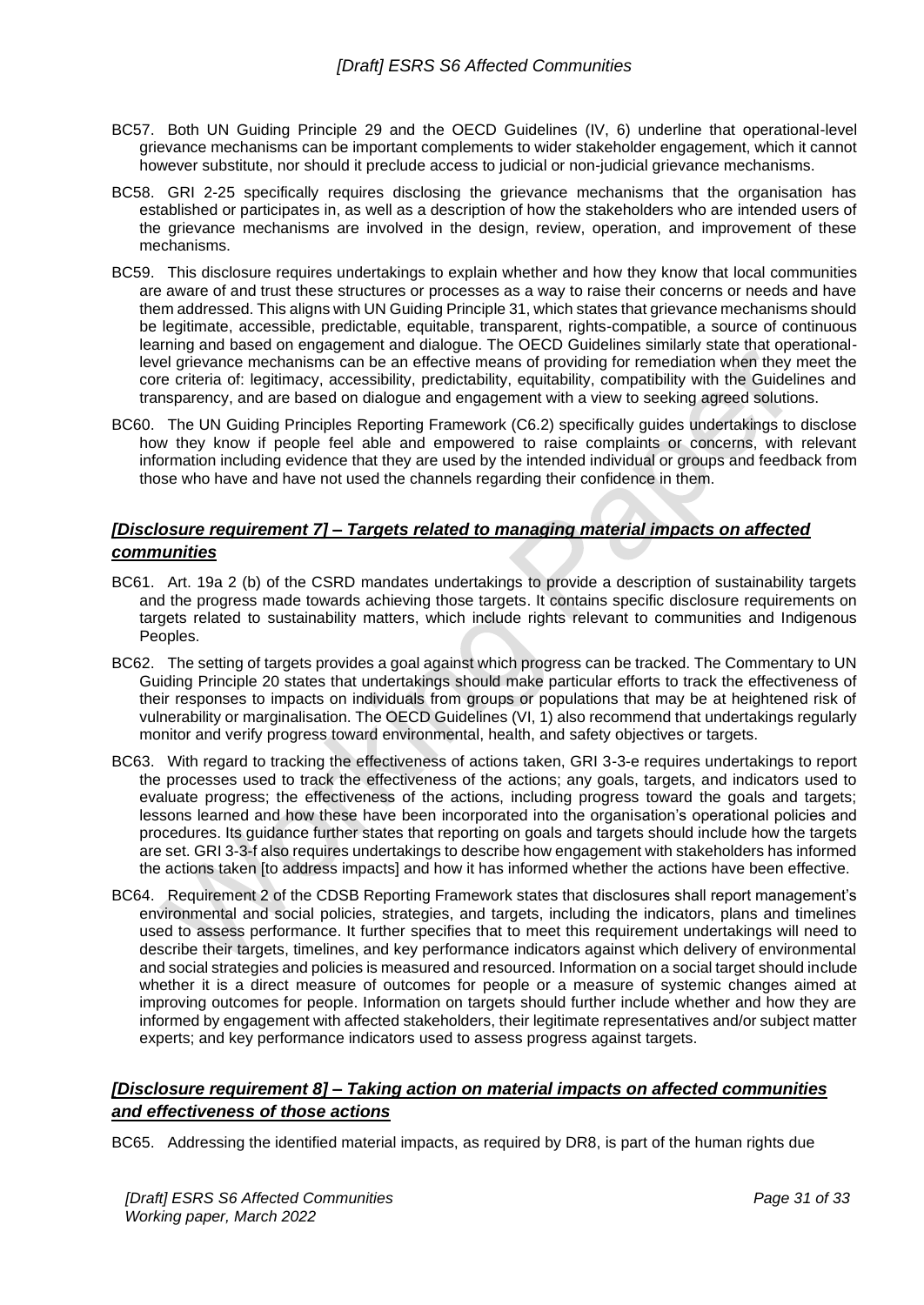BC57. Both UN Guiding Principle 29 and the OECD Guidelines (IV, 6) underline that operational-level grievance mechanisms can be important complements to wider stakeholder engagement, which it cannot however substitute, nor should it preclude access to judicial or non-judicial grievance mechanisms.

BC58. GRI 2-25 specifically requires disclosing the grievance mechanisms that the organisation has established or participates in, as well as a description of how the stakeholders who are intended users of the grievance mechanisms are involved in the design, review, operation, and improvement of these mechanisms.

BC59. This disclosure requires undertakings to explain whether and how they know that local communities are aware of and trust these structures or processes as a way to raise their concerns or needs and have them addressed. This aligns with UN Guiding Principle 31, which states that grievance mechanisms should be legitimate, accessible, predictable, equitable, transparent, rights-compatible, a source of continuous learning and based on engagement and dialogue. The OECD Guidelines similarly state that operational-level grievance mechanisms can be an effective means of providing for remediation when they meet the core criteria of: legitimacy, accessibility, predictability, equitability, compatibility with the Guidelines and transparency, and are based on dialogue and engagement with a view to seeking agreed solutions.

BC60. The UN Guiding Principles Reporting Framework (C6.2) specifically guides undertakings to disclose how they know if people feel able and empowered to raise complaints or concerns, with relevant information including evidence that they are used by the intended individual or groups and feedback from those who have and have not used the channels regarding their confidence in them.

## *[Disclosure requirement 7] – Targets related to managing material impacts on affected communities*

BC61. Art. 19a 2 (b) of the CSRD mandates undertakings to provide a description of sustainability targets and the progress made towards achieving those targets. It contains specific disclosure requirements on targets related to sustainability matters, which include rights relevant to communities and Indigenous Peoples.

BC62. The setting of targets provides a goal against which progress can be tracked. The Commentary to UN Guiding Principle 20 states that undertakings should make particular efforts to track the effectiveness of their responses to impacts on individuals from groups or populations that may be at heightened risk of vulnerability or marginalisation. The OECD Guidelines (VI, 1) also recommend that undertakings regularly monitor and verify progress toward environmental, health, and safety objectives or targets.

BC63. With regard to tracking the effectiveness of actions taken, GRI 3-3-e requires undertakings to report the processes used to track the effectiveness of the actions; any goals, targets, and indicators used to evaluate progress; the effectiveness of the actions, including progress toward the goals and targets; lessons learned and how these have been incorporated into the organisation's operational policies and procedures. Its guidance further states that reporting on goals and targets should include how the targets are set. GRI 3-3-f also requires undertakings to describe how engagement with stakeholders has informed the actions taken [to address impacts] and how it has informed whether the actions have been effective.

BC64. Requirement 2 of the CDSB Reporting Framework states that disclosures shall report management's environmental and social policies, strategies, and targets, including the indicators, plans and timelines used to assess performance. It further specifies that to meet this requirement undertakings will need to describe their targets, timelines, and key performance indicators against which delivery of environmental and social strategies and policies is measured and resourced. Information on a social target should include whether it is a direct measure of outcomes for people or a measure of systemic changes aimed at improving outcomes for people. Information on targets should further include whether and how they are informed by engagement with affected stakeholders, their legitimate representatives and/or subject matter experts; and key performance indicators used to assess progress against targets.

## *[Disclosure requirement 8] – Taking action on material impacts on affected communities and effectiveness of those actions*

BC65. Addressing the identified material impacts, as required by DR8, is part of the human rights due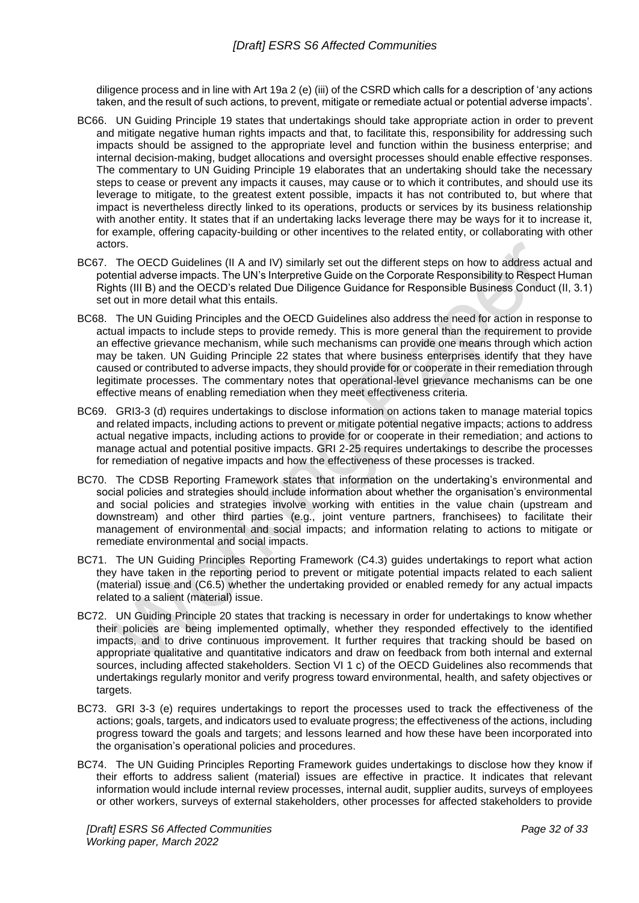diligence process and in line with Art 19a 2 (e) (iii) of the CSRD which calls for a description of 'any actions taken, and the result of such actions, to prevent, mitigate or remediate actual or potential adverse impacts'.

BC66. UN Guiding Principle 19 states that undertakings should take appropriate action in order to prevent and mitigate negative human rights impacts and that, to facilitate this, responsibility for addressing such impacts should be assigned to the appropriate level and function within the business enterprise; and internal decision-making, budget allocations and oversight processes should enable effective responses. The commentary to UN Guiding Principle 19 elaborates that an undertaking should take the necessary steps to cease or prevent any impacts it causes, may cause or to which it contributes, and should use its leverage to mitigate, to the greatest extent possible, impacts it has not contributed to, but where that impact is nevertheless directly linked to its operations, products or services by its business relationship with another entity. It states that if an undertaking lacks leverage there may be ways for it to increase it, for example, offering capacity-building or other incentives to the related entity, or collaborating with other actors.

BC67. The OECD Guidelines (II A and IV) similarly set out the different steps on how to address actual and potential adverse impacts. The UN's Interpretive Guide on the Corporate Responsibility to Respect Human Rights (III B) and the OECD's related Due Diligence Guidance for Responsible Business Conduct (II, 3.1) set out in more detail what this entails.

BC68. The UN Guiding Principles and the OECD Guidelines also address the need for action in response to actual impacts to include steps to provide remedy. This is more general than the requirement to provide an effective grievance mechanism, while such mechanisms can provide one means through which action may be taken. UN Guiding Principle 22 states that where business enterprises identify that they have caused or contributed to adverse impacts, they should provide for or cooperate in their remediation through legitimate processes. The commentary notes that operational-level grievance mechanisms can be one effective means of enabling remediation when they meet effectiveness criteria.

BC69. GRI3-3 (d) requires undertakings to disclose information on actions taken to manage material topics and related impacts, including actions to prevent or mitigate potential negative impacts; actions to address actual negative impacts, including actions to provide for or cooperate in their remediation; and actions to manage actual and potential positive impacts. GRI 2-25 requires undertakings to describe the processes for remediation of negative impacts and how the effectiveness of these processes is tracked.

BC70. The CDSB Reporting Framework states that information on the undertaking's environmental and social policies and strategies should include information about whether the organisation's environmental and social policies and strategies involve working with entities in the value chain (upstream and downstream) and other third parties (e.g., joint venture partners, franchisees) to facilitate their management of environmental and social impacts; and information relating to actions to mitigate or remediate environmental and social impacts.

BC71. The UN Guiding Principles Reporting Framework (C4.3) guides undertakings to report what action they have taken in the reporting period to prevent or mitigate potential impacts related to each salient (material) issue and (C6.5) whether the undertaking provided or enabled remedy for any actual impacts related to a salient (material) issue.

BC72. UN Guiding Principle 20 states that tracking is necessary in order for undertakings to know whether their policies are being implemented optimally, whether they responded effectively to the identified impacts, and to drive continuous improvement. It further requires that tracking should be based on appropriate qualitative and quantitative indicators and draw on feedback from both internal and external sources, including affected stakeholders. Section VI 1 c) of the OECD Guidelines also recommends that undertakings regularly monitor and verify progress toward environmental, health, and safety objectives or targets.

BC73. GRI 3-3 (e) requires undertakings to report the processes used to track the effectiveness of the actions; goals, targets, and indicators used to evaluate progress; the effectiveness of the actions, including progress toward the goals and targets; and lessons learned and how these have been incorporated into the organisation's operational policies and procedures.

BC74. The UN Guiding Principles Reporting Framework guides undertakings to disclose how they know if their efforts to address salient (material) issues are effective in practice. It indicates that relevant information would include internal review processes, internal audit, supplier audits, surveys of employees or other workers, surveys of external stakeholders, other processes for affected stakeholders to provide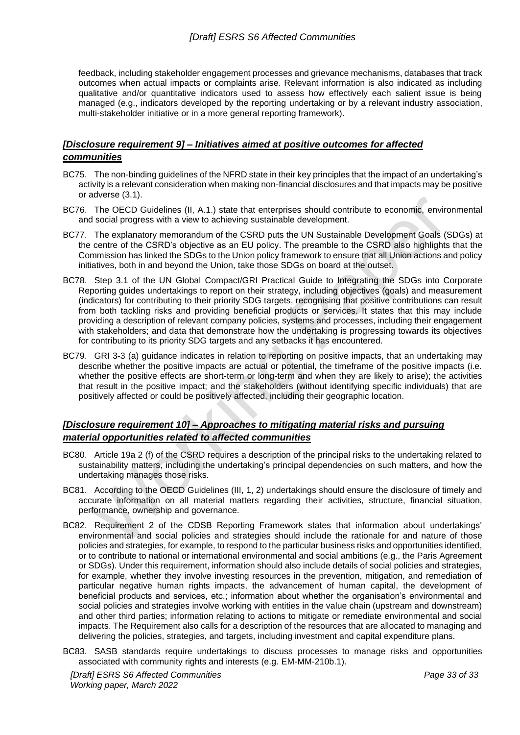feedback, including stakeholder engagement processes and grievance mechanisms, databases that track outcomes when actual impacts or complaints arise. Relevant information is also indicated as including qualitative and/or quantitative indicators used to assess how effectively each salient issue is being managed (e.g., indicators developed by the reporting undertaking or by a relevant industry association, multi-stakeholder initiative or in a more general reporting framework).

### *[Disclosure requirement 9] – Initiatives aimed at positive outcomes for affected communities*

BC75. The non-binding guidelines of the NFRD state in their key principles that the impact of an undertaking's activity is a relevant consideration when making non-financial disclosures and that impacts may be positive or adverse (3.1).

BC76. The OECD Guidelines (II, A.1.) state that enterprises should contribute to economic, environmental and social progress with a view to achieving sustainable development.

BC77. The explanatory memorandum of the CSRD puts the UN Sustainable Development Goals (SDGs) at the centre of the CSRD's objective as an EU policy. The preamble to the CSRD also highlights that the Commission has linked the SDGs to the Union policy framework to ensure that all Union actions and policy initiatives, both in and beyond the Union, take those SDGs on board at the outset.

BC78. Step 3.1 of the UN Global Compact/GRI Practical Guide to Integrating the SDGs into Corporate Reporting guides undertakings to report on their strategy, including objectives (goals) and measurement (indicators) for contributing to their priority SDG targets, recognising that positive contributions can result from both tackling risks and providing beneficial products or services. It states that this may include providing a description of relevant company policies, systems and processes, including their engagement with stakeholders; and data that demonstrate how the undertaking is progressing towards its objectives for contributing to its priority SDG targets and any setbacks it has encountered.

BC79. GRI 3-3 (a) guidance indicates in relation to reporting on positive impacts, that an undertaking may describe whether the positive impacts are actual or potential, the timeframe of the positive impacts (i.e. whether the positive effects are short-term or long-term and when they are likely to arise); the activities that result in the positive impact; and the stakeholders (without identifying specific individuals) that are positively affected or could be positively affected, including their geographic location.

### *[Disclosure requirement 10] – Approaches to mitigating material risks and pursuing material opportunities related to affected communities*

BC80. Article 19a 2 (f) of the CSRD requires a description of the principal risks to the undertaking related to sustainability matters, including the undertaking's principal dependencies on such matters, and how the undertaking manages those risks.

BC81. According to the OECD Guidelines (III, 1, 2) undertakings should ensure the disclosure of timely and accurate information on all material matters regarding their activities, structure, financial situation, performance, ownership and governance.

BC82. Requirement 2 of the CDSB Reporting Framework states that information about undertakings' environmental and social policies and strategies should include the rationale for and nature of those policies and strategies, for example, to respond to the particular business risks and opportunities identified, or to contribute to national or international environmental and social ambitions (e.g., the Paris Agreement or SDGs). Under this requirement, information should also include details of social policies and strategies, for example, whether they involve investing resources in the prevention, mitigation, and remediation of particular negative human rights impacts, the advancement of human capital, the development of beneficial products and services, etc.; information about whether the organisation's environmental and social policies and strategies involve working with entities in the value chain (upstream and downstream) and other third parties; information relating to actions to mitigate or remediate environmental and social impacts. The Requirement also calls for a description of the resources that are allocated to managing and delivering the policies, strategies, and targets, including investment and capital expenditure plans.

BC83. SASB standards require undertakings to discuss processes to manage risks and opportunities associated with community rights and interests (e.g. EM-MM-210b.1).